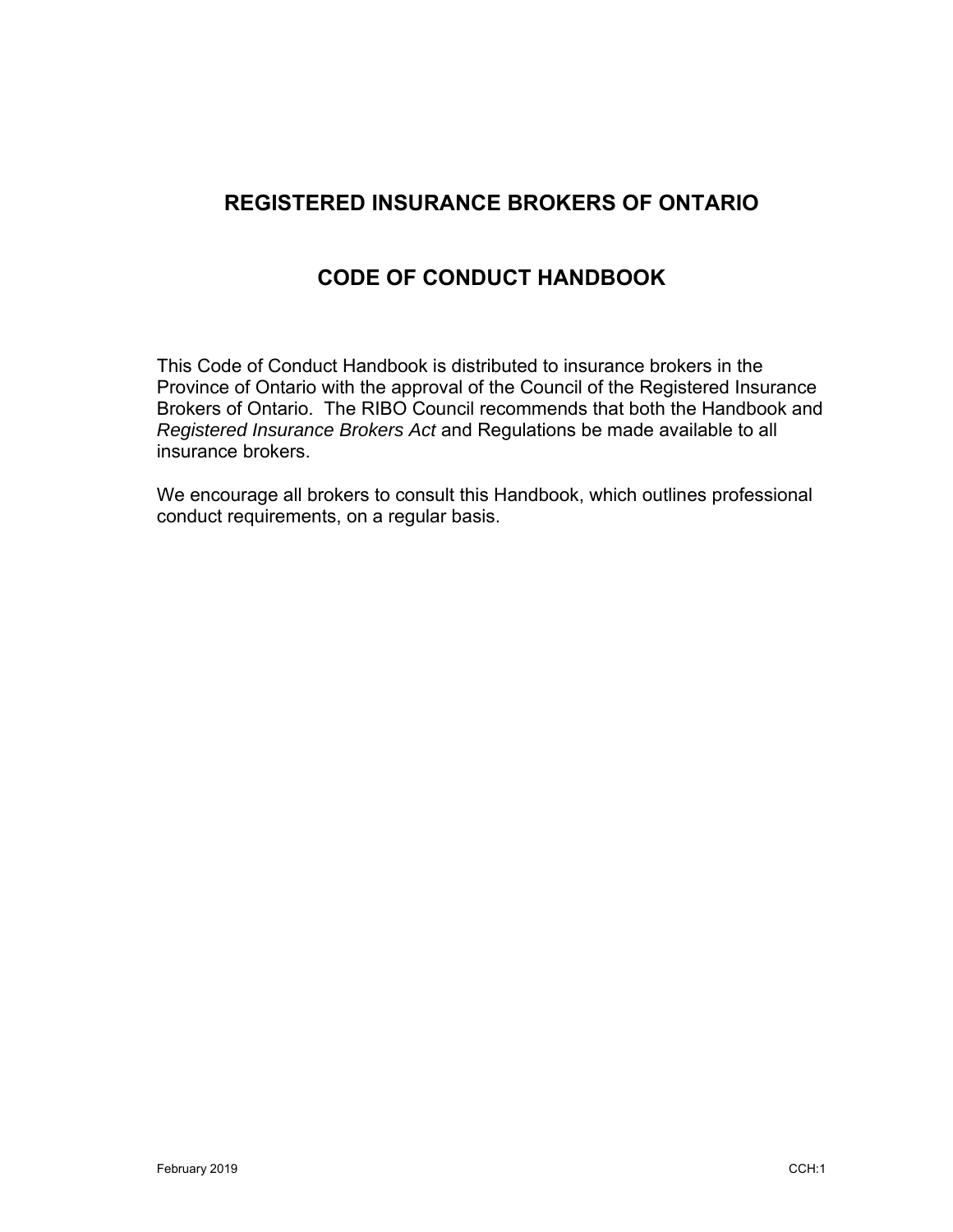# REGISTERED INSURANCE BROKERS OF ONTARIO

## CODE OF CONDUCT HANDBOOK

This Code of Conduct Handbook is distributed to insurance brokers in the Province of Ontario with the approval of the Council of the Registered Insurance Brokers of Ontario. The RIBO Council recommends that both the Handbook and *Registered Insurance Brokers Act* and Regulations be made available to all insurance brokers.

We encourage all brokers to consult this Handbook, which outlines professional conduct requirements, on a regular basis.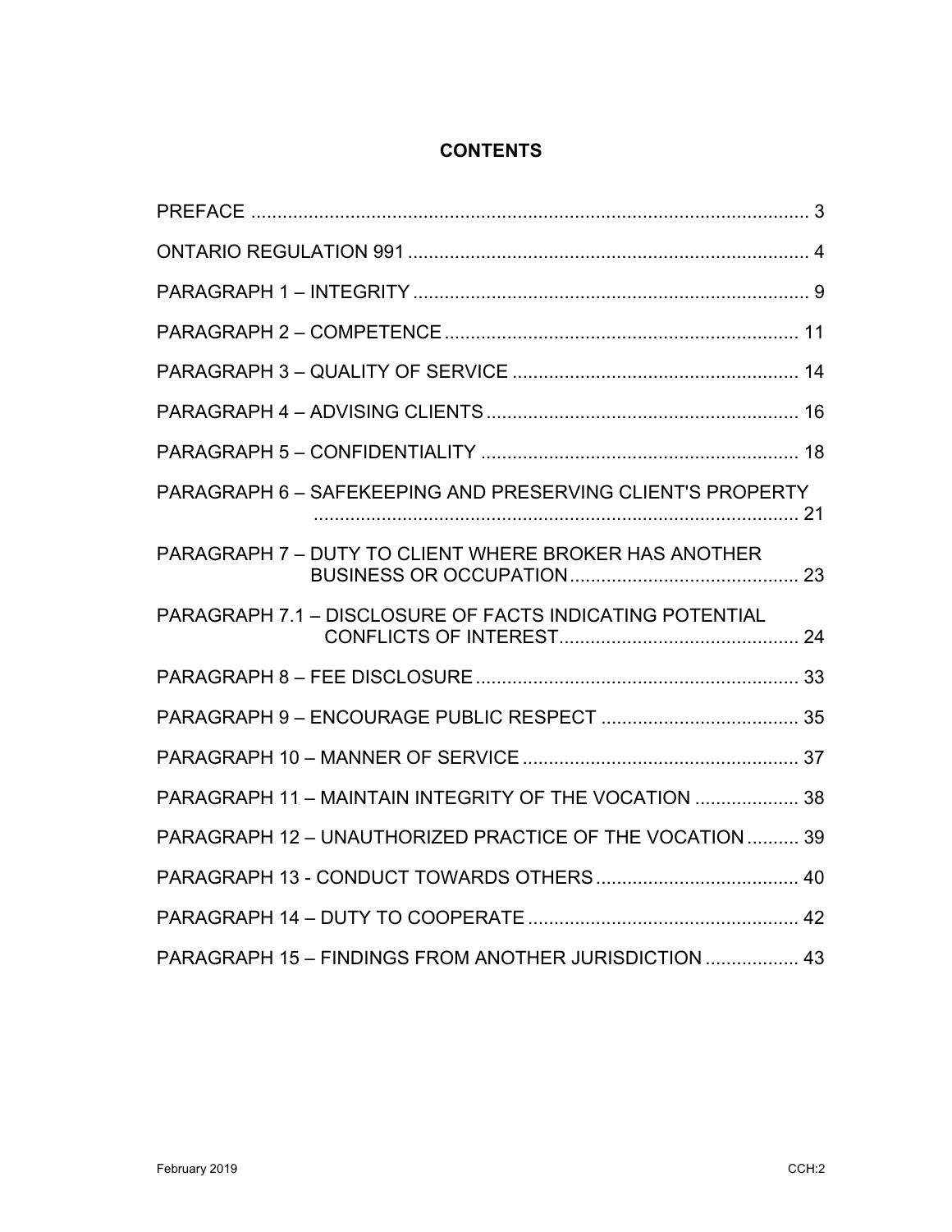# CONTENTS

| | |
|---|---|
| PREFACE | 3 |
| ONTARIO REGULATION 991 | 4 |
| PARAGRAPH 1 – INTEGRITY | 9 |
| PARAGRAPH 2 – COMPETENCE | 11 |
| PARAGRAPH 3 – QUALITY OF SERVICE | 14 |
| PARAGRAPH 4 – ADVISING CLIENTS | 16 |
| PARAGRAPH 5 – CONFIDENTIALITY | 18 |
| PARAGRAPH 6 – SAFEKEEPING AND PRESERVING CLIENT'S PROPERTY | 21 |
| PARAGRAPH 7 – DUTY TO CLIENT WHERE BROKER HAS ANOTHER BUSINESS OR OCCUPATION | 23 |
| PARAGRAPH 7.1 – DISCLOSURE OF FACTS INDICATING POTENTIAL CONFLICTS OF INTEREST | 24 |
| PARAGRAPH 8 – FEE DISCLOSURE | 33 |
| PARAGRAPH 9 – ENCOURAGE PUBLIC RESPECT | 35 |
| PARAGRAPH 10 – MANNER OF SERVICE | 37 |
| PARAGRAPH 11 – MAINTAIN INTEGRITY OF THE VOCATION | 38 |
| PARAGRAPH 12 – UNAUTHORIZED PRACTICE OF THE VOCATION | 39 |
| PARAGRAPH 13 - CONDUCT TOWARDS OTHERS | 40 |
| PARAGRAPH 14 – DUTY TO COOPERATE | 42 |
| PARAGRAPH 15 – FINDINGS FROM ANOTHER JURISDICTION | 43 |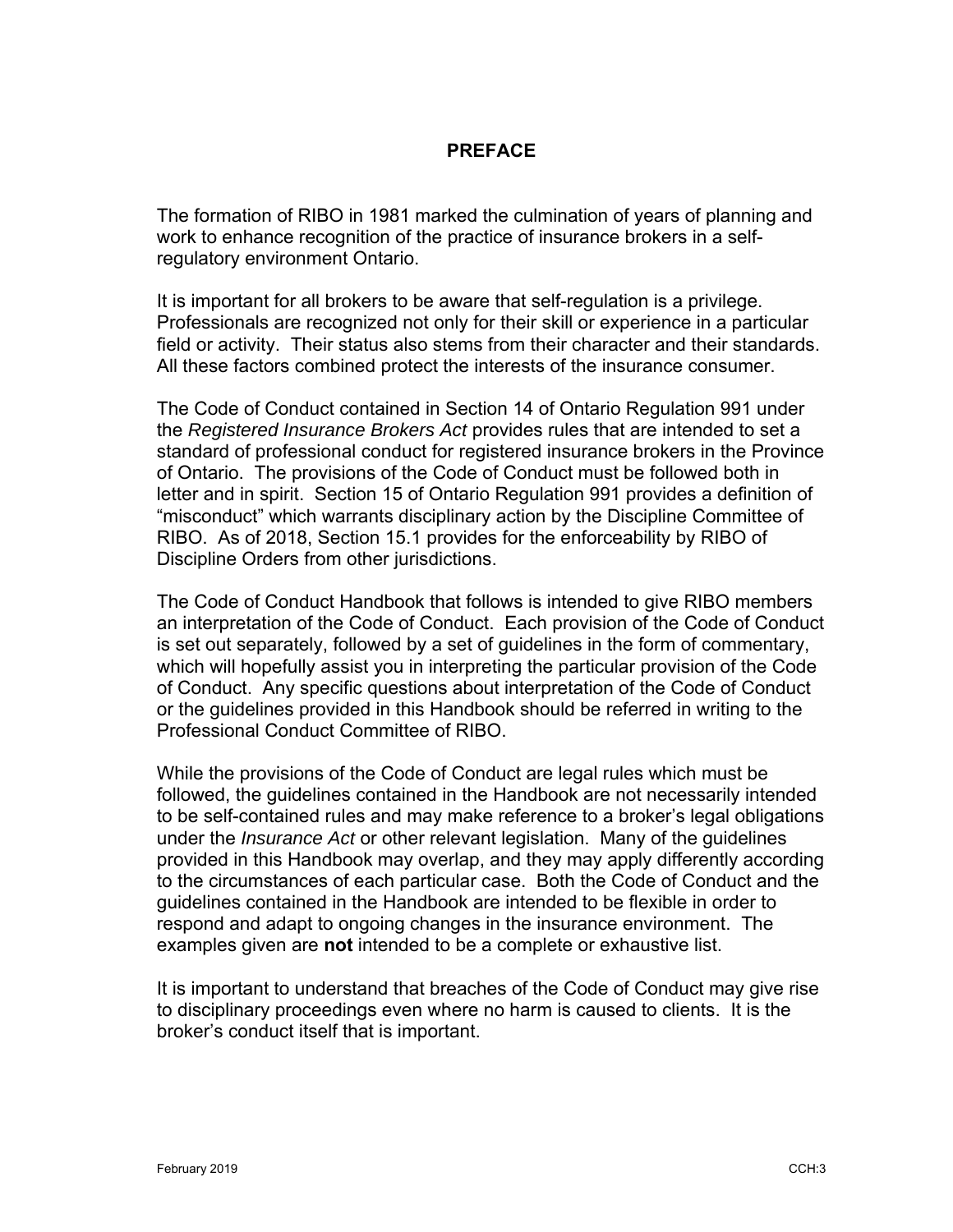# PREFACE

The formation of RIBO in 1981 marked the culmination of years of planning and work to enhance recognition of the practice of insurance brokers in a self-regulatory environment Ontario.

It is important for all brokers to be aware that self-regulation is a privilege. Professionals are recognized not only for their skill or experience in a particular field or activity. Their status also stems from their character and their standards. All these factors combined protect the interests of the insurance consumer.

The Code of Conduct contained in Section 14 of Ontario Regulation 991 under the *Registered Insurance Brokers Act* provides rules that are intended to set a standard of professional conduct for registered insurance brokers in the Province of Ontario. The provisions of the Code of Conduct must be followed both in letter and in spirit. Section 15 of Ontario Regulation 991 provides a definition of "misconduct" which warrants disciplinary action by the Discipline Committee of RIBO. As of 2018, Section 15.1 provides for the enforceability by RIBO of Discipline Orders from other jurisdictions.

The Code of Conduct Handbook that follows is intended to give RIBO members an interpretation of the Code of Conduct. Each provision of the Code of Conduct is set out separately, followed by a set of guidelines in the form of commentary, which will hopefully assist you in interpreting the particular provision of the Code of Conduct. Any specific questions about interpretation of the Code of Conduct or the guidelines provided in this Handbook should be referred in writing to the Professional Conduct Committee of RIBO.

While the provisions of the Code of Conduct are legal rules which must be followed, the guidelines contained in the Handbook are not necessarily intended to be self-contained rules and may make reference to a broker's legal obligations under the *Insurance Act* or other relevant legislation. Many of the guidelines provided in this Handbook may overlap, and they may apply differently according to the circumstances of each particular case. Both the Code of Conduct and the guidelines contained in the Handbook are intended to be flexible in order to respond and adapt to ongoing changes in the insurance environment. The examples given are **not** intended to be a complete or exhaustive list.

It is important to understand that breaches of the Code of Conduct may give rise to disciplinary proceedings even where no harm is caused to clients. It is the broker's conduct itself that is important.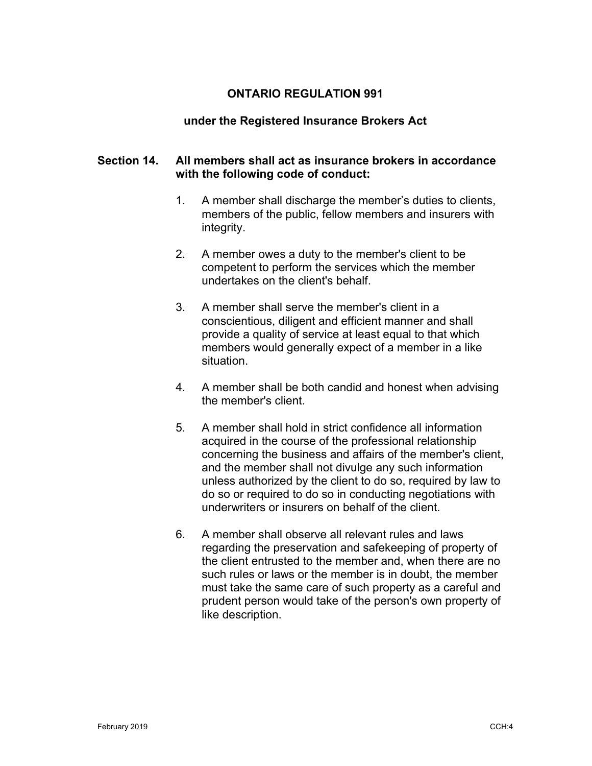## ONTARIO REGULATION 991

### under the Registered Insurance Brokers Act

**Section 14. All members shall act as insurance brokers in accordance with the following code of conduct:**

1. A member shall discharge the member's duties to clients, members of the public, fellow members and insurers with integrity.

2. A member owes a duty to the member's client to be competent to perform the services which the member undertakes on the client's behalf.

3. A member shall serve the member's client in a conscientious, diligent and efficient manner and shall provide a quality of service at least equal to that which members would generally expect of a member in a like situation.

4. A member shall be both candid and honest when advising the member's client.

5. A member shall hold in strict confidence all information acquired in the course of the professional relationship concerning the business and affairs of the member's client, and the member shall not divulge any such information unless authorized by the client to do so, required by law to do so or required to do so in conducting negotiations with underwriters or insurers on behalf of the client.

6. A member shall observe all relevant rules and laws regarding the preservation and safekeeping of property of the client entrusted to the member and, when there are no such rules or laws or the member is in doubt, the member must take the same care of such property as a careful and prudent person would take of the person's own property of like description.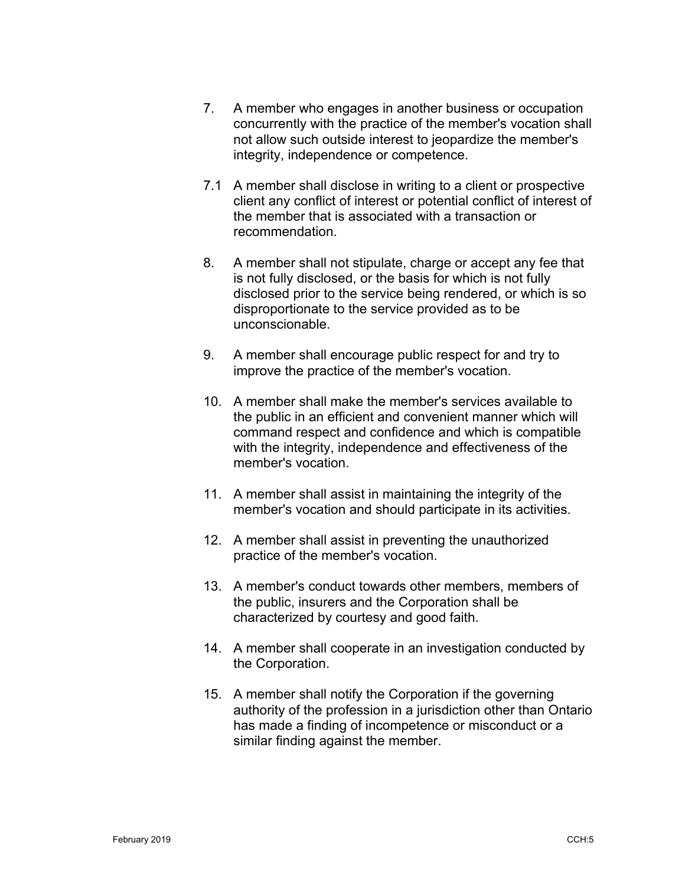7. A member who engages in another business or occupation concurrently with the practice of the member's vocation shall not allow such outside interest to jeopardize the member's integrity, independence or competence.

7.1 A member shall disclose in writing to a client or prospective client any conflict of interest or potential conflict of interest of the member that is associated with a transaction or recommendation.

8. A member shall not stipulate, charge or accept any fee that is not fully disclosed, or the basis for which is not fully disclosed prior to the service being rendered, or which is so disproportionate to the service provided as to be unconscionable.

9. A member shall encourage public respect for and try to improve the practice of the member's vocation.

10. A member shall make the member's services available to the public in an efficient and convenient manner which will command respect and confidence and which is compatible with the integrity, independence and effectiveness of the member's vocation.

11. A member shall assist in maintaining the integrity of the member's vocation and should participate in its activities.

12. A member shall assist in preventing the unauthorized practice of the member's vocation.

13. A member's conduct towards other members, members of the public, insurers and the Corporation shall be characterized by courtesy and good faith.

14. A member shall cooperate in an investigation conducted by the Corporation.

15. A member shall notify the Corporation if the governing authority of the profession in a jurisdiction other than Ontario has made a finding of incompetence or misconduct or a similar finding against the member.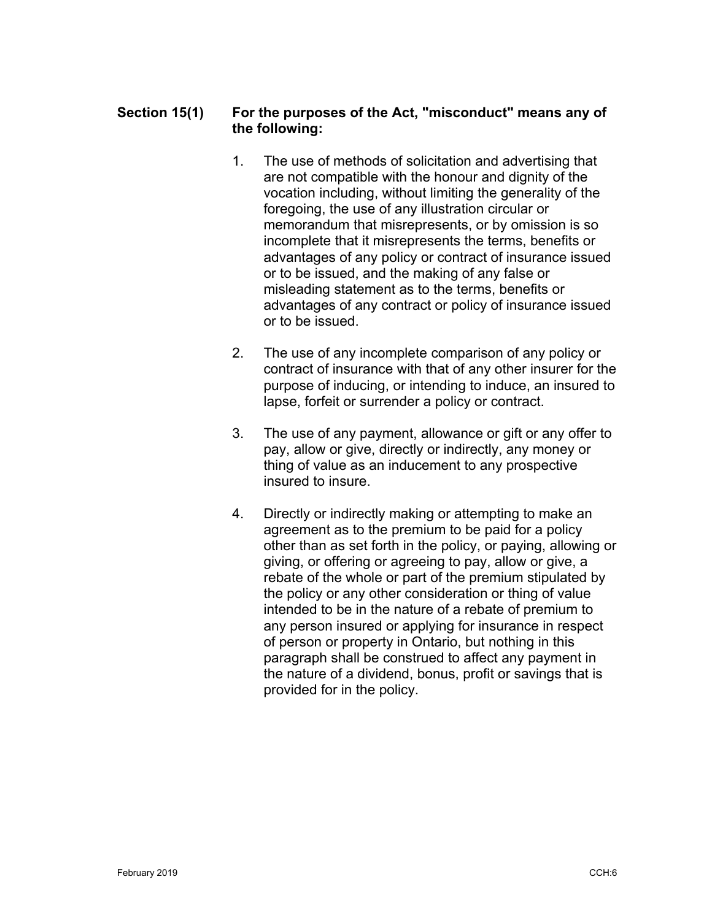**Section 15(1)** **For the purposes of the Act, "misconduct" means any of the following:**

1. The use of methods of solicitation and advertising that are not compatible with the honour and dignity of the vocation including, without limiting the generality of the foregoing, the use of any illustration circular or memorandum that misrepresents, or by omission is so incomplete that it misrepresents the terms, benefits or advantages of any policy or contract of insurance issued or to be issued, and the making of any false or misleading statement as to the terms, benefits or advantages of any contract or policy of insurance issued or to be issued.

2. The use of any incomplete comparison of any policy or contract of insurance with that of any other insurer for the purpose of inducing, or intending to induce, an insured to lapse, forfeit or surrender a policy or contract.

3. The use of any payment, allowance or gift or any offer to pay, allow or give, directly or indirectly, any money or thing of value as an inducement to any prospective insured to insure.

4. Directly or indirectly making or attempting to make an agreement as to the premium to be paid for a policy other than as set forth in the policy, or paying, allowing or giving, or offering or agreeing to pay, allow or give, a rebate of the whole or part of the premium stipulated by the policy or any other consideration or thing of value intended to be in the nature of a rebate of premium to any person insured or applying for insurance in respect of person or property in Ontario, but nothing in this paragraph shall be construed to affect any payment in the nature of a dividend, bonus, profit or savings that is provided for in the policy.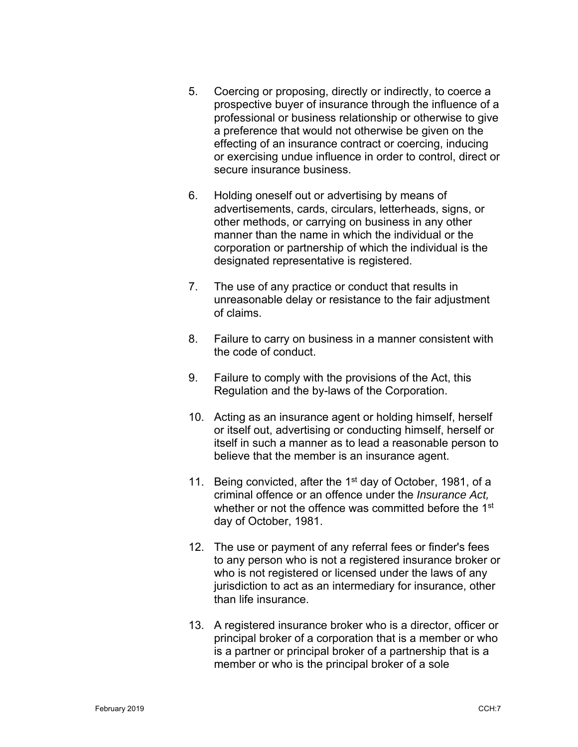5. Coercing or proposing, directly or indirectly, to coerce a prospective buyer of insurance through the influence of a professional or business relationship or otherwise to give a preference that would not otherwise be given on the effecting of an insurance contract or coercing, inducing or exercising undue influence in order to control, direct or secure insurance business.

6. Holding oneself out or advertising by means of advertisements, cards, circulars, letterheads, signs, or other methods, or carrying on business in any other manner than the name in which the individual or the corporation or partnership of which the individual is the designated representative is registered.

7. The use of any practice or conduct that results in unreasonable delay or resistance to the fair adjustment of claims.

8. Failure to carry on business in a manner consistent with the code of conduct.

9. Failure to comply with the provisions of the Act, this Regulation and the by-laws of the Corporation.

10. Acting as an insurance agent or holding himself, herself or itself out, advertising or conducting himself, herself or itself in such a manner as to lead a reasonable person to believe that the member is an insurance agent.

11. Being convicted, after the 1st day of October, 1981, of a criminal offence or an offence under the *Insurance Act,* whether or not the offence was committed before the 1st day of October, 1981.

12. The use or payment of any referral fees or finder's fees to any person who is not a registered insurance broker or who is not registered or licensed under the laws of any jurisdiction to act as an intermediary for insurance, other than life insurance.

13. A registered insurance broker who is a director, officer or principal broker of a corporation that is a member or who is a partner or principal broker of a partnership that is a member or who is the principal broker of a sole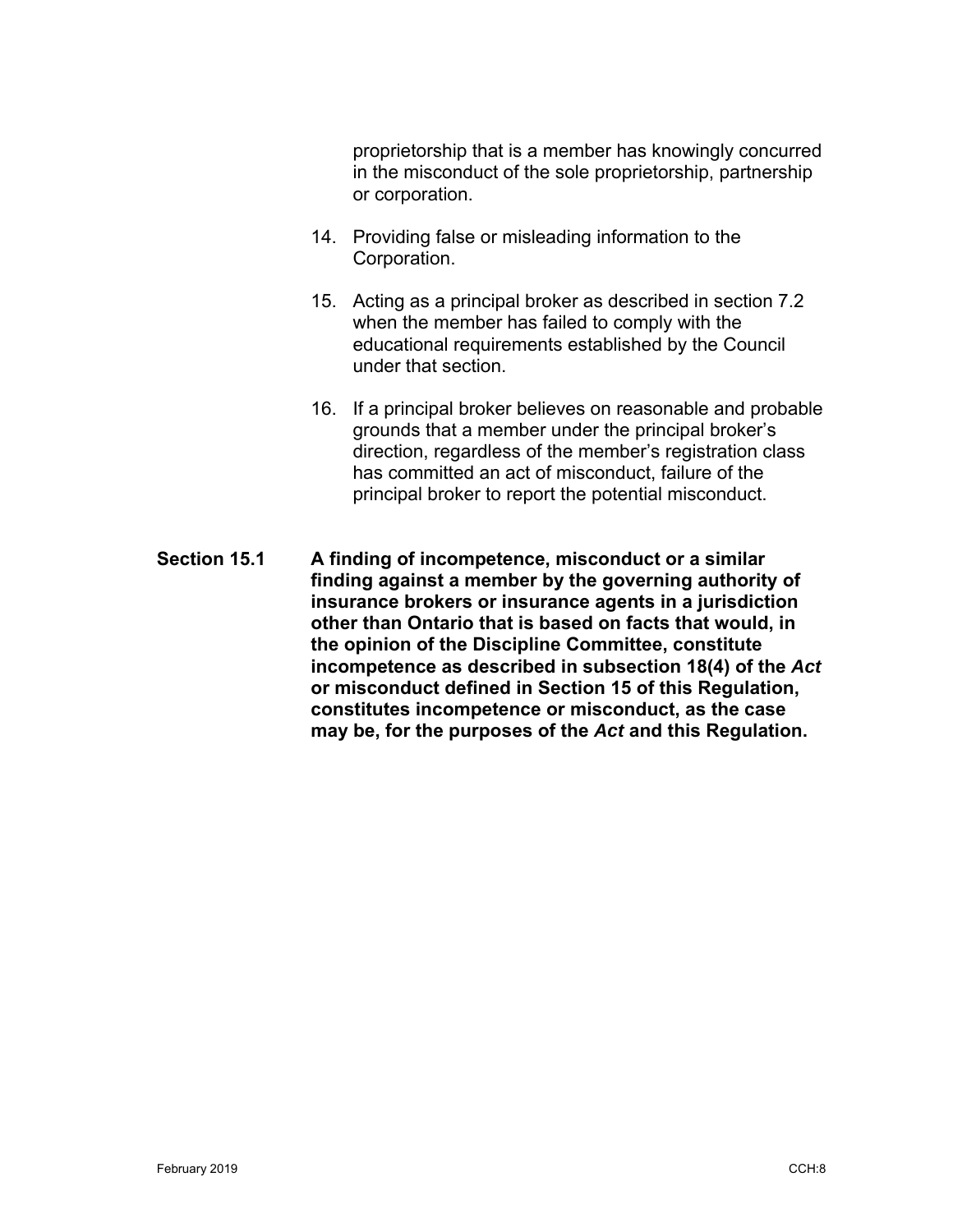proprietorship that is a member has knowingly concurred in the misconduct of the sole proprietorship, partnership or corporation.

14. Providing false or misleading information to the Corporation.

15. Acting as a principal broker as described in section 7.2 when the member has failed to comply with the educational requirements established by the Council under that section.

16. If a principal broker believes on reasonable and probable grounds that a member under the principal broker's direction, regardless of the member's registration class has committed an act of misconduct, failure of the principal broker to report the potential misconduct.

**Section 15.1** **A finding of incompetence, misconduct or a similar finding against a member by the governing authority of insurance brokers or insurance agents in a jurisdiction other than Ontario that is based on facts that would, in the opinion of the Discipline Committee, constitute incompetence as described in subsection 18(4) of the *Act* or misconduct defined in Section 15 of this Regulation, constitutes incompetence or misconduct, as the case may be, for the purposes of the *Act* and this Regulation.**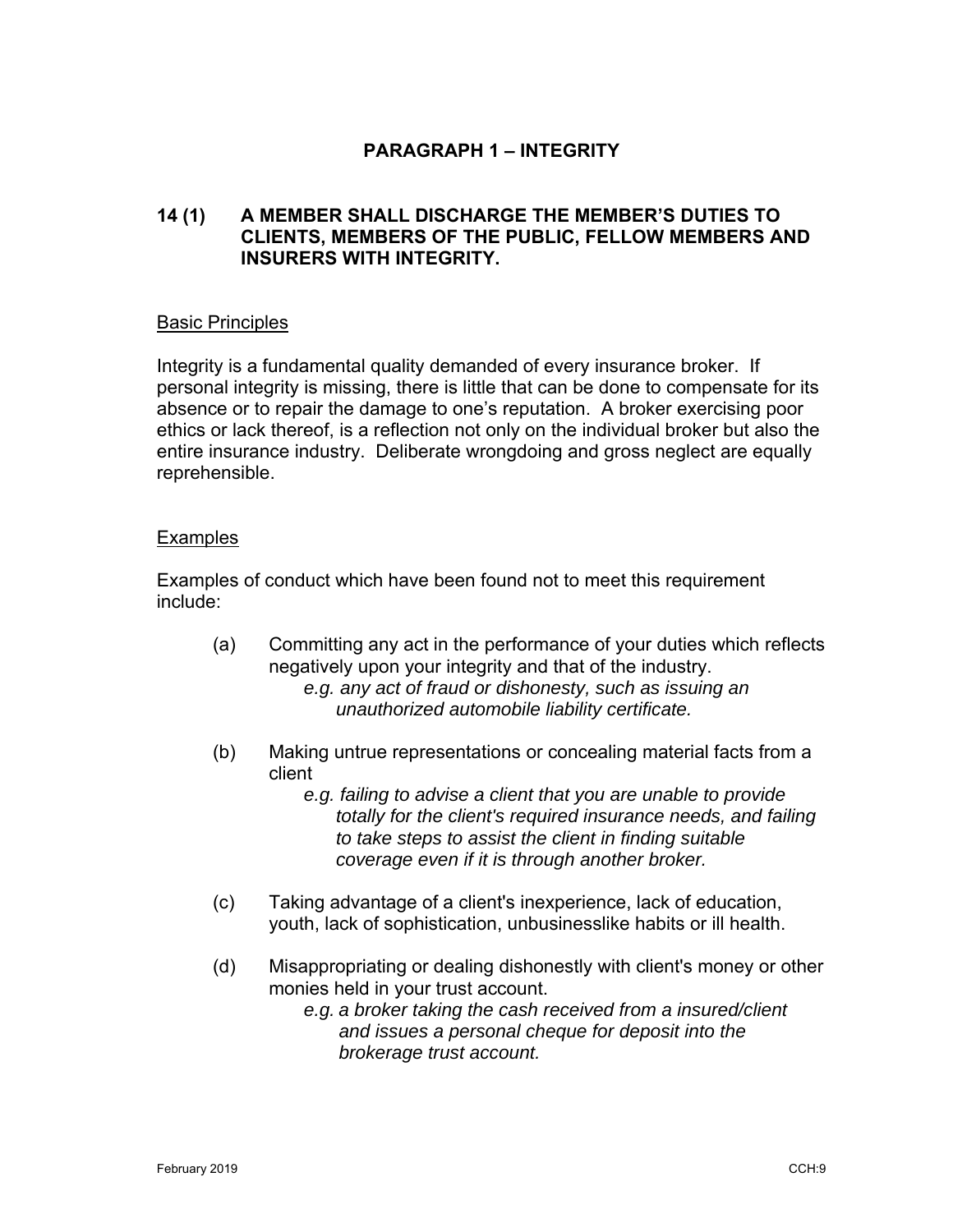## PARAGRAPH 1 – INTEGRITY

### 14 (1) A MEMBER SHALL DISCHARGE THE MEMBER'S DUTIES TO CLIENTS, MEMBERS OF THE PUBLIC, FELLOW MEMBERS AND INSURERS WITH INTEGRITY.

<u>Basic Principles</u>

Integrity is a fundamental quality demanded of every insurance broker. If personal integrity is missing, there is little that can be done to compensate for its absence or to repair the damage to one's reputation. A broker exercising poor ethics or lack thereof, is a reflection not only on the individual broker but also the entire insurance industry. Deliberate wrongdoing and gross neglect are equally reprehensible.

<u>Examples</u>

Examples of conduct which have been found not to meet this requirement include:

(a) Committing any act in the performance of your duties which reflects negatively upon your integrity and that of the industry.
*e.g. any act of fraud or dishonesty, such as issuing an unauthorized automobile liability certificate.*

(b) Making untrue representations or concealing material facts from a client
*e.g. failing to advise a client that you are unable to provide totally for the client's required insurance needs, and failing to take steps to assist the client in finding suitable coverage even if it is through another broker.*

(c) Taking advantage of a client's inexperience, lack of education, youth, lack of sophistication, unbusinesslike habits or ill health.

(d) Misappropriating or dealing dishonestly with client's money or other monies held in your trust account.
*e.g. a broker taking the cash received from a insured/client and issues a personal cheque for deposit into the brokerage trust account.*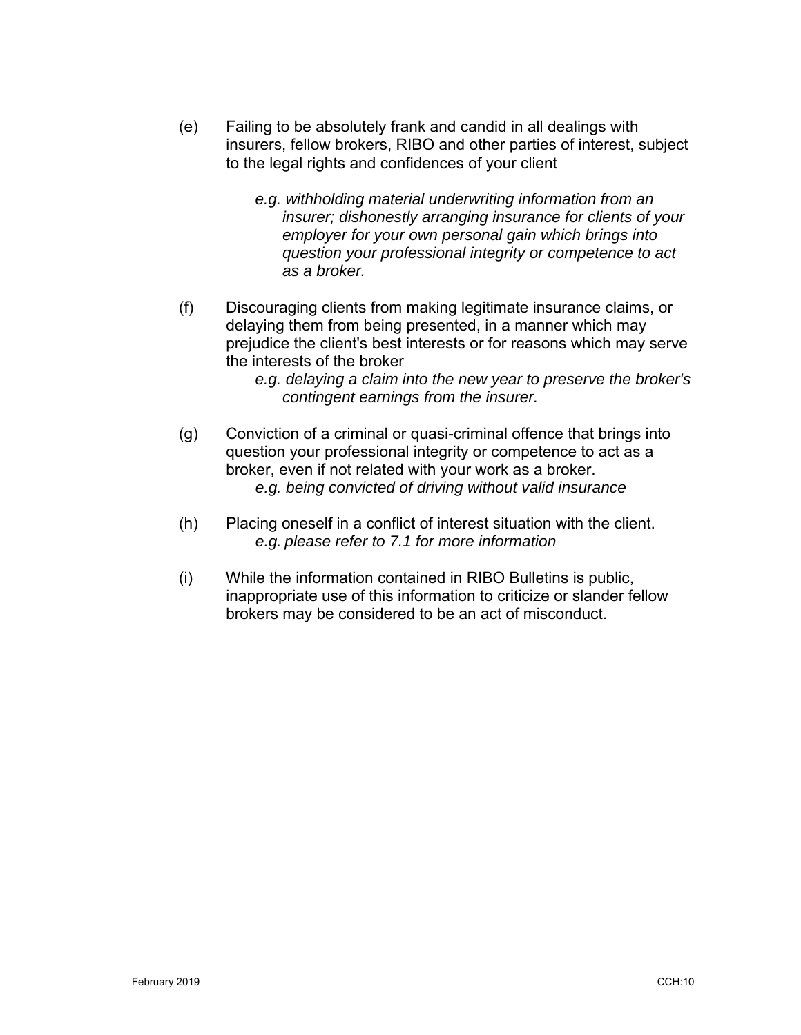(e) Failing to be absolutely frank and candid in all dealings with insurers, fellow brokers, RIBO and other parties of interest, subject to the legal rights and confidences of your client

*e.g. withholding material underwriting information from an insurer; dishonestly arranging insurance for clients of your employer for your own personal gain which brings into question your professional integrity or competence to act as a broker.*

(f) Discouraging clients from making legitimate insurance claims, or delaying them from being presented, in a manner which may prejudice the client's best interests or for reasons which may serve the interests of the broker

*e.g. delaying a claim into the new year to preserve the broker's contingent earnings from the insurer.*

(g) Conviction of a criminal or quasi-criminal offence that brings into question your professional integrity or competence to act as a broker, even if not related with your work as a broker.

*e.g. being convicted of driving without valid insurance*

(h) Placing oneself in a conflict of interest situation with the client.

*e.g. please refer to 7.1 for more information*

(i) While the information contained in RIBO Bulletins is public, inappropriate use of this information to criticize or slander fellow brokers may be considered to be an act of misconduct.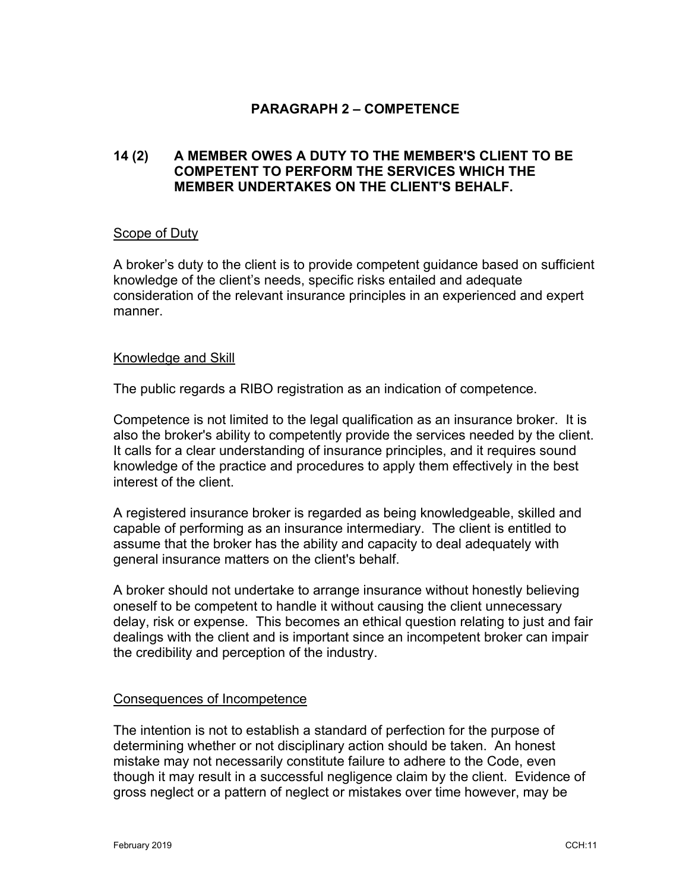## PARAGRAPH 2 – COMPETENCE

### 14 (2) A MEMBER OWES A DUTY TO THE MEMBER'S CLIENT TO BE COMPETENT TO PERFORM THE SERVICES WHICH THE MEMBER UNDERTAKES ON THE CLIENT'S BEHALF.

#### Scope of Duty

A broker's duty to the client is to provide competent guidance based on sufficient knowledge of the client's needs, specific risks entailed and adequate consideration of the relevant insurance principles in an experienced and expert manner.

#### Knowledge and Skill

The public regards a RIBO registration as an indication of competence.

Competence is not limited to the legal qualification as an insurance broker. It is also the broker's ability to competently provide the services needed by the client. It calls for a clear understanding of insurance principles, and it requires sound knowledge of the practice and procedures to apply them effectively in the best interest of the client.

A registered insurance broker is regarded as being knowledgeable, skilled and capable of performing as an insurance intermediary. The client is entitled to assume that the broker has the ability and capacity to deal adequately with general insurance matters on the client's behalf.

A broker should not undertake to arrange insurance without honestly believing oneself to be competent to handle it without causing the client unnecessary delay, risk or expense. This becomes an ethical question relating to just and fair dealings with the client and is important since an incompetent broker can impair the credibility and perception of the industry.

#### Consequences of Incompetence

The intention is not to establish a standard of perfection for the purpose of determining whether or not disciplinary action should be taken. An honest mistake may not necessarily constitute failure to adhere to the Code, even though it may result in a successful negligence claim by the client. Evidence of gross neglect or a pattern of neglect or mistakes over time however, may be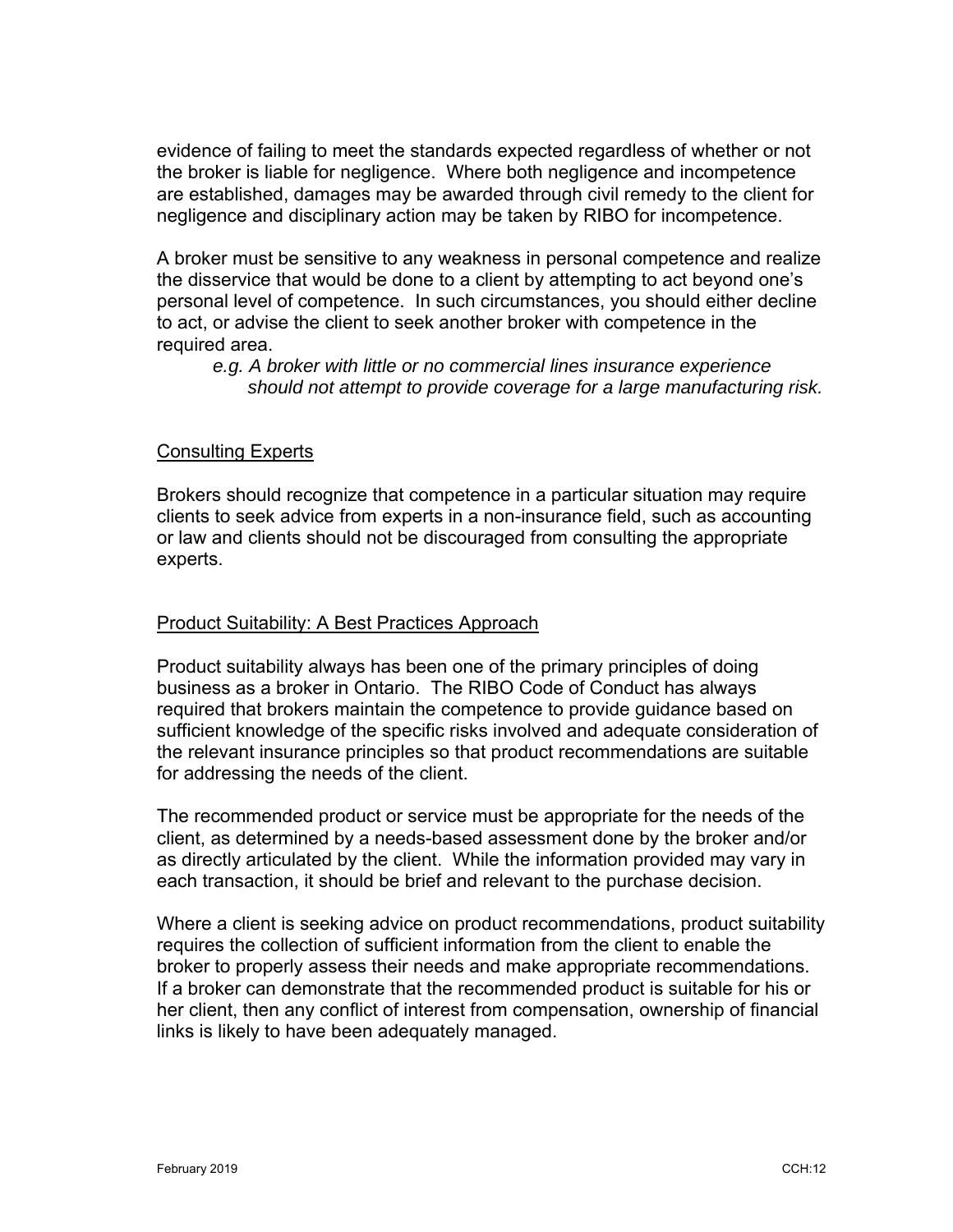evidence of failing to meet the standards expected regardless of whether or not the broker is liable for negligence. Where both negligence and incompetence are established, damages may be awarded through civil remedy to the client for negligence and disciplinary action may be taken by RIBO for incompetence.

A broker must be sensitive to any weakness in personal competence and realize the disservice that would be done to a client by attempting to act beyond one's personal level of competence. In such circumstances, you should either decline to act, or advise the client to seek another broker with competence in the required area.

> *e.g. A broker with little or no commercial lines insurance experience should not attempt to provide coverage for a large manufacturing risk.*

## Consulting Experts

Brokers should recognize that competence in a particular situation may require clients to seek advice from experts in a non-insurance field, such as accounting or law and clients should not be discouraged from consulting the appropriate experts.

## Product Suitability: A Best Practices Approach

Product suitability always has been one of the primary principles of doing business as a broker in Ontario. The RIBO Code of Conduct has always required that brokers maintain the competence to provide guidance based on sufficient knowledge of the specific risks involved and adequate consideration of the relevant insurance principles so that product recommendations are suitable for addressing the needs of the client.

The recommended product or service must be appropriate for the needs of the client, as determined by a needs-based assessment done by the broker and/or as directly articulated by the client. While the information provided may vary in each transaction, it should be brief and relevant to the purchase decision.

Where a client is seeking advice on product recommendations, product suitability requires the collection of sufficient information from the client to enable the broker to properly assess their needs and make appropriate recommendations. If a broker can demonstrate that the recommended product is suitable for his or her client, then any conflict of interest from compensation, ownership of financial links is likely to have been adequately managed.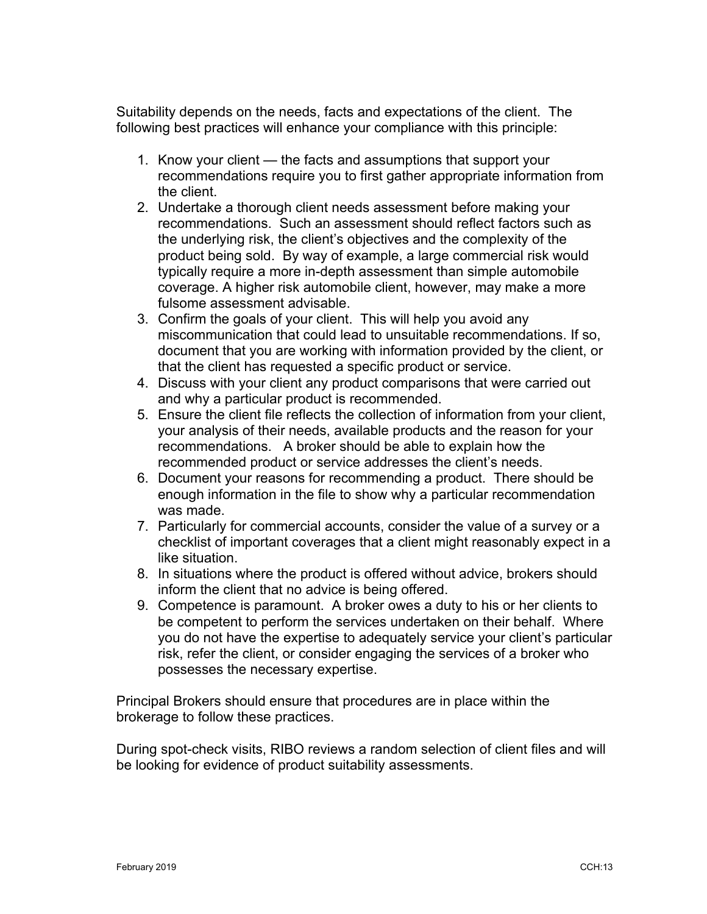Suitability depends on the needs, facts and expectations of the client. The following best practices will enhance your compliance with this principle:

1. Know your client — the facts and assumptions that support your recommendations require you to first gather appropriate information from the client.
2. Undertake a thorough client needs assessment before making your recommendations. Such an assessment should reflect factors such as the underlying risk, the client's objectives and the complexity of the product being sold. By way of example, a large commercial risk would typically require a more in-depth assessment than simple automobile coverage. A higher risk automobile client, however, may make a more fulsome assessment advisable.
3. Confirm the goals of your client. This will help you avoid any miscommunication that could lead to unsuitable recommendations. If so, document that you are working with information provided by the client, or that the client has requested a specific product or service.
4. Discuss with your client any product comparisons that were carried out and why a particular product is recommended.
5. Ensure the client file reflects the collection of information from your client, your analysis of their needs, available products and the reason for your recommendations. A broker should be able to explain how the recommended product or service addresses the client's needs.
6. Document your reasons for recommending a product. There should be enough information in the file to show why a particular recommendation was made.
7. Particularly for commercial accounts, consider the value of a survey or a checklist of important coverages that a client might reasonably expect in a like situation.
8. In situations where the product is offered without advice, brokers should inform the client that no advice is being offered.
9. Competence is paramount. A broker owes a duty to his or her clients to be competent to perform the services undertaken on their behalf. Where you do not have the expertise to adequately service your client's particular risk, refer the client, or consider engaging the services of a broker who possesses the necessary expertise.

Principal Brokers should ensure that procedures are in place within the brokerage to follow these practices.

During spot-check visits, RIBO reviews a random selection of client files and will be looking for evidence of product suitability assessments.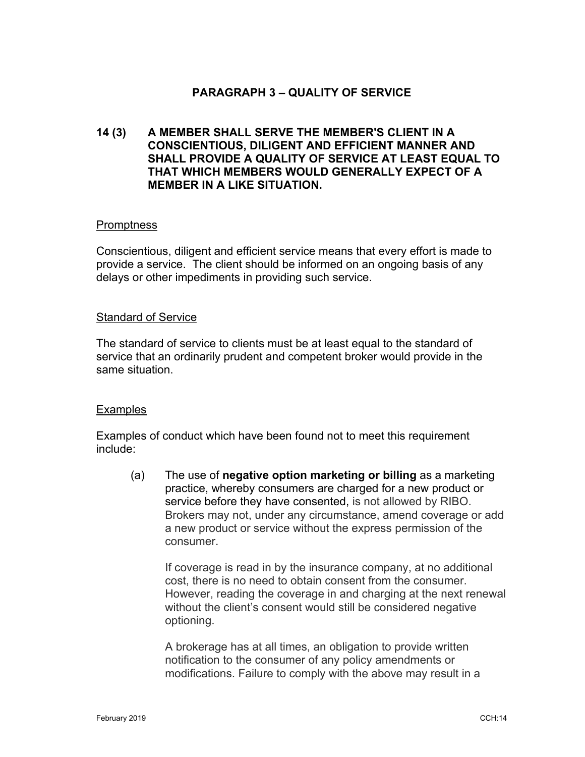## PARAGRAPH 3 – QUALITY OF SERVICE

**14 (3) A MEMBER SHALL SERVE THE MEMBER'S CLIENT IN A CONSCIENTIOUS, DILIGENT AND EFFICIENT MANNER AND SHALL PROVIDE A QUALITY OF SERVICE AT LEAST EQUAL TO THAT WHICH MEMBERS WOULD GENERALLY EXPECT OF A MEMBER IN A LIKE SITUATION.**

### Promptness

Conscientious, diligent and efficient service means that every effort is made to provide a service. The client should be informed on an ongoing basis of any delays or other impediments in providing such service.

### Standard of Service

The standard of service to clients must be at least equal to the standard of service that an ordinarily prudent and competent broker would provide in the same situation.

### Examples

Examples of conduct which have been found not to meet this requirement include:

(a) The use of **negative option marketing or billing** as a marketing practice, whereby consumers are charged for a new product or service before they have consented, is not allowed by RIBO. Brokers may not, under any circumstance, amend coverage or add a new product or service without the express permission of the consumer.

If coverage is read in by the insurance company, at no additional cost, there is no need to obtain consent from the consumer. However, reading the coverage in and charging at the next renewal without the client's consent would still be considered negative optioning.

A brokerage has at all times, an obligation to provide written notification to the consumer of any policy amendments or modifications. Failure to comply with the above may result in a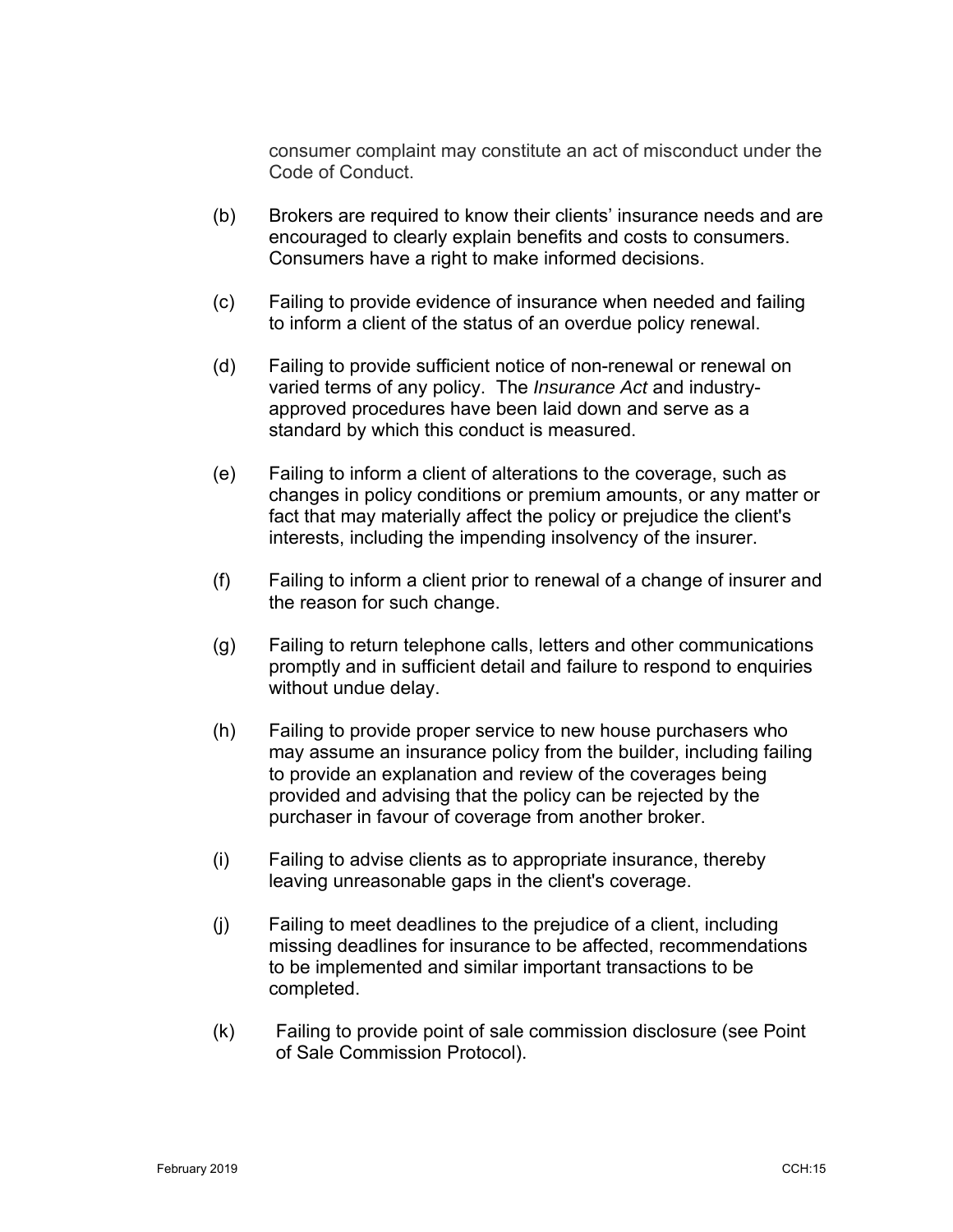consumer complaint may constitute an act of misconduct under the Code of Conduct.

(b) Brokers are required to know their clients' insurance needs and are encouraged to clearly explain benefits and costs to consumers. Consumers have a right to make informed decisions.

(c) Failing to provide evidence of insurance when needed and failing to inform a client of the status of an overdue policy renewal.

(d) Failing to provide sufficient notice of non-renewal or renewal on varied terms of any policy. The *Insurance Act* and industry-approved procedures have been laid down and serve as a standard by which this conduct is measured.

(e) Failing to inform a client of alterations to the coverage, such as changes in policy conditions or premium amounts, or any matter or fact that may materially affect the policy or prejudice the client's interests, including the impending insolvency of the insurer.

(f) Failing to inform a client prior to renewal of a change of insurer and the reason for such change.

(g) Failing to return telephone calls, letters and other communications promptly and in sufficient detail and failure to respond to enquiries without undue delay.

(h) Failing to provide proper service to new house purchasers who may assume an insurance policy from the builder, including failing to provide an explanation and review of the coverages being provided and advising that the policy can be rejected by the purchaser in favour of coverage from another broker.

(i) Failing to advise clients as to appropriate insurance, thereby leaving unreasonable gaps in the client's coverage.

(j) Failing to meet deadlines to the prejudice of a client, including missing deadlines for insurance to be affected, recommendations to be implemented and similar important transactions to be completed.

(k) Failing to provide point of sale commission disclosure (see Point of Sale Commission Protocol).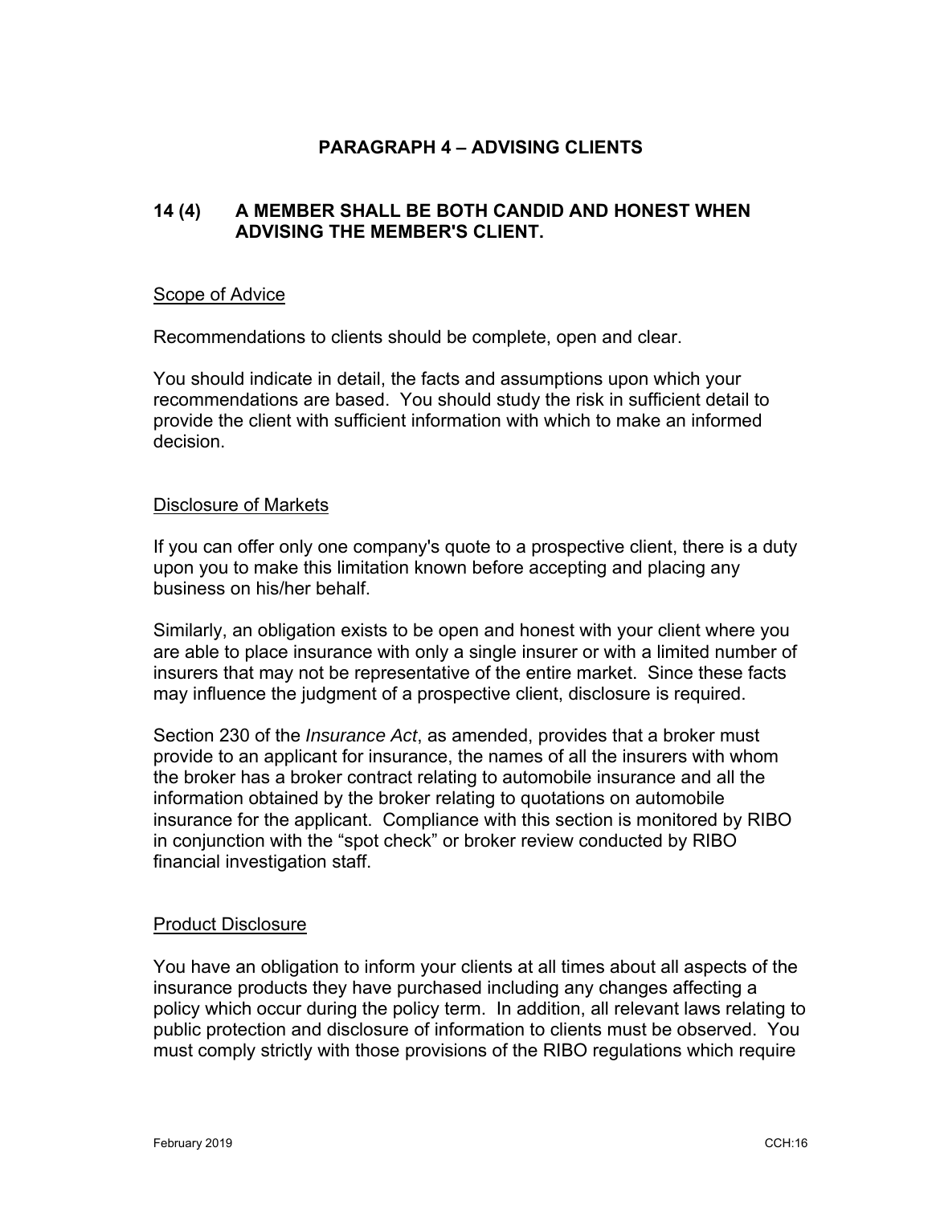## PARAGRAPH 4 – ADVISING CLIENTS

### 14 (4) A MEMBER SHALL BE BOTH CANDID AND HONEST WHEN ADVISING THE MEMBER'S CLIENT.

Scope of Advice

Recommendations to clients should be complete, open and clear.

You should indicate in detail, the facts and assumptions upon which your recommendations are based. You should study the risk in sufficient detail to provide the client with sufficient information with which to make an informed decision.

Disclosure of Markets

If you can offer only one company's quote to a prospective client, there is a duty upon you to make this limitation known before accepting and placing any business on his/her behalf.

Similarly, an obligation exists to be open and honest with your client where you are able to place insurance with only a single insurer or with a limited number of insurers that may not be representative of the entire market. Since these facts may influence the judgment of a prospective client, disclosure is required.

Section 230 of the *Insurance Act*, as amended, provides that a broker must provide to an applicant for insurance, the names of all the insurers with whom the broker has a broker contract relating to automobile insurance and all the information obtained by the broker relating to quotations on automobile insurance for the applicant. Compliance with this section is monitored by RIBO in conjunction with the "spot check" or broker review conducted by RIBO financial investigation staff.

Product Disclosure

You have an obligation to inform your clients at all times about all aspects of the insurance products they have purchased including any changes affecting a policy which occur during the policy term. In addition, all relevant laws relating to public protection and disclosure of information to clients must be observed. You must comply strictly with those provisions of the RIBO regulations which require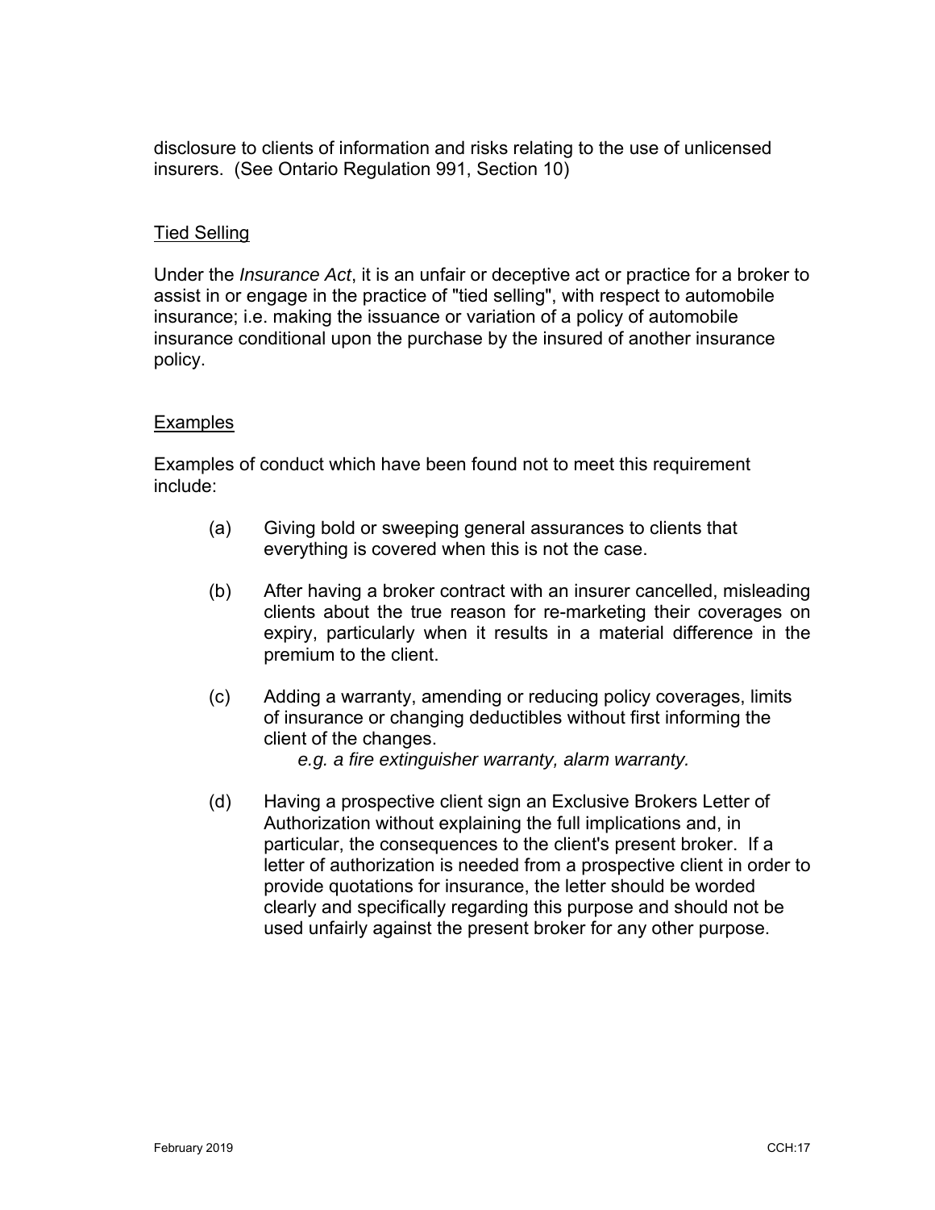disclosure to clients of information and risks relating to the use of unlicensed insurers. (See Ontario Regulation 991, Section 10)

## Tied Selling

Under the *Insurance Act*, it is an unfair or deceptive act or practice for a broker to assist in or engage in the practice of "tied selling", with respect to automobile insurance; i.e. making the issuance or variation of a policy of automobile insurance conditional upon the purchase by the insured of another insurance policy.

## Examples

Examples of conduct which have been found not to meet this requirement include:

(a) Giving bold or sweeping general assurances to clients that everything is covered when this is not the case.

(b) After having a broker contract with an insurer cancelled, misleading clients about the true reason for re-marketing their coverages on expiry, particularly when it results in a material difference in the premium to the client.

(c) Adding a warranty, amending or reducing policy coverages, limits of insurance or changing deductibles without first informing the client of the changes.
*e.g. a fire extinguisher warranty, alarm warranty.*

(d) Having a prospective client sign an Exclusive Brokers Letter of Authorization without explaining the full implications and, in particular, the consequences to the client's present broker. If a letter of authorization is needed from a prospective client in order to provide quotations for insurance, the letter should be worded clearly and specifically regarding this purpose and should not be used unfairly against the present broker for any other purpose.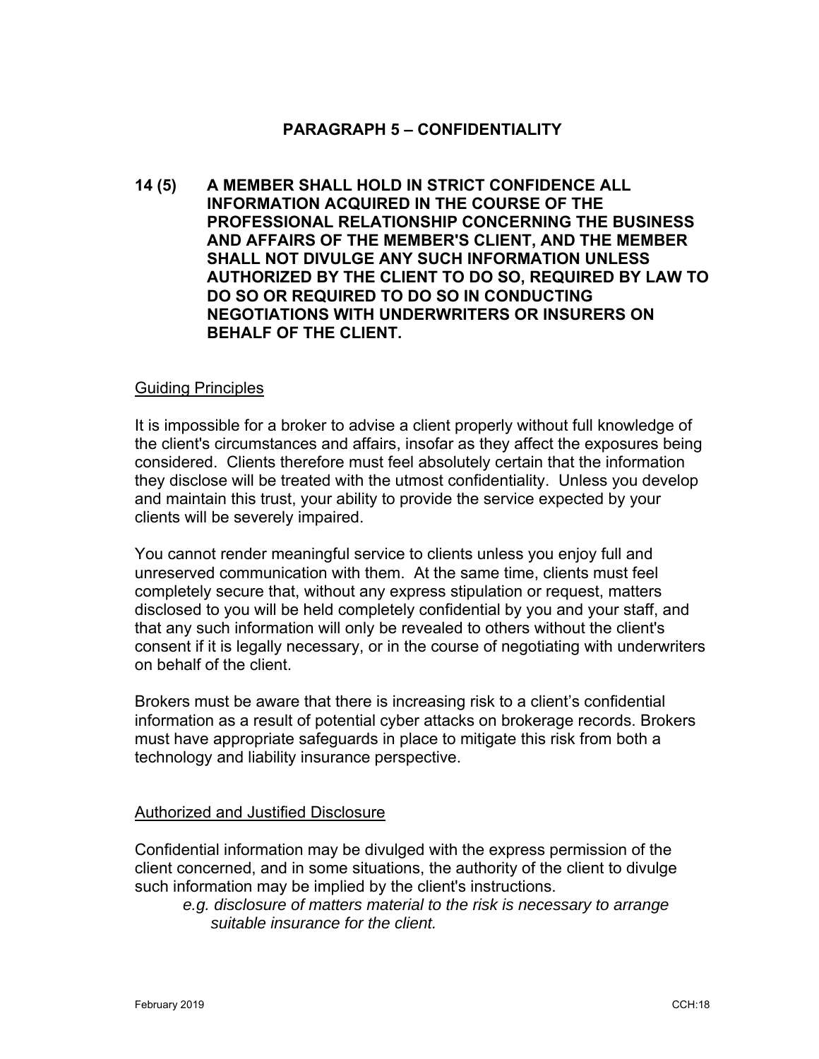## PARAGRAPH 5 – CONFIDENTIALITY

**14 (5) A MEMBER SHALL HOLD IN STRICT CONFIDENCE ALL INFORMATION ACQUIRED IN THE COURSE OF THE PROFESSIONAL RELATIONSHIP CONCERNING THE BUSINESS AND AFFAIRS OF THE MEMBER'S CLIENT, AND THE MEMBER SHALL NOT DIVULGE ANY SUCH INFORMATION UNLESS AUTHORIZED BY THE CLIENT TO DO SO, REQUIRED BY LAW TO DO SO OR REQUIRED TO DO SO IN CONDUCTING NEGOTIATIONS WITH UNDERWRITERS OR INSURERS ON BEHALF OF THE CLIENT.**

### Guiding Principles

It is impossible for a broker to advise a client properly without full knowledge of the client's circumstances and affairs, insofar as they affect the exposures being considered. Clients therefore must feel absolutely certain that the information they disclose will be treated with the utmost confidentiality. Unless you develop and maintain this trust, your ability to provide the service expected by your clients will be severely impaired.

You cannot render meaningful service to clients unless you enjoy full and unreserved communication with them. At the same time, clients must feel completely secure that, without any express stipulation or request, matters disclosed to you will be held completely confidential by you and your staff, and that any such information will only be revealed to others without the client's consent if it is legally necessary, or in the course of negotiating with underwriters on behalf of the client.

Brokers must be aware that there is increasing risk to a client's confidential information as a result of potential cyber attacks on brokerage records. Brokers must have appropriate safeguards in place to mitigate this risk from both a technology and liability insurance perspective.

### Authorized and Justified Disclosure

Confidential information may be divulged with the express permission of the client concerned, and in some situations, the authority of the client to divulge such information may be implied by the client's instructions.

> *e.g. disclosure of matters material to the risk is necessary to arrange suitable insurance for the client.*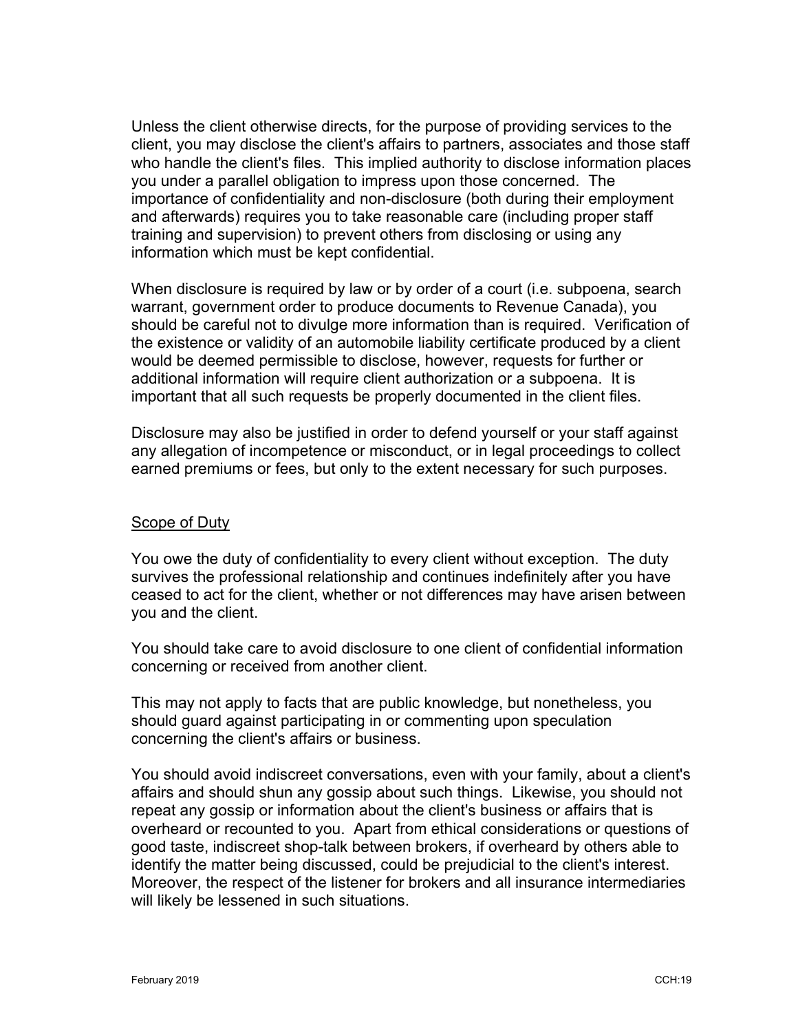Unless the client otherwise directs, for the purpose of providing services to the client, you may disclose the client's affairs to partners, associates and those staff who handle the client's files. This implied authority to disclose information places you under a parallel obligation to impress upon those concerned. The importance of confidentiality and non-disclosure (both during their employment and afterwards) requires you to take reasonable care (including proper staff training and supervision) to prevent others from disclosing or using any information which must be kept confidential.

When disclosure is required by law or by order of a court (i.e. subpoena, search warrant, government order to produce documents to Revenue Canada), you should be careful not to divulge more information than is required. Verification of the existence or validity of an automobile liability certificate produced by a client would be deemed permissible to disclose, however, requests for further or additional information will require client authorization or a subpoena. It is important that all such requests be properly documented in the client files.

Disclosure may also be justified in order to defend yourself or your staff against any allegation of incompetence or misconduct, or in legal proceedings to collect earned premiums or fees, but only to the extent necessary for such purposes.

## Scope of Duty

You owe the duty of confidentiality to every client without exception. The duty survives the professional relationship and continues indefinitely after you have ceased to act for the client, whether or not differences may have arisen between you and the client.

You should take care to avoid disclosure to one client of confidential information concerning or received from another client.

This may not apply to facts that are public knowledge, but nonetheless, you should guard against participating in or commenting upon speculation concerning the client's affairs or business.

You should avoid indiscreet conversations, even with your family, about a client's affairs and should shun any gossip about such things. Likewise, you should not repeat any gossip or information about the client's business or affairs that is overheard or recounted to you. Apart from ethical considerations or questions of good taste, indiscreet shop-talk between brokers, if overheard by others able to identify the matter being discussed, could be prejudicial to the client's interest. Moreover, the respect of the listener for brokers and all insurance intermediaries will likely be lessened in such situations.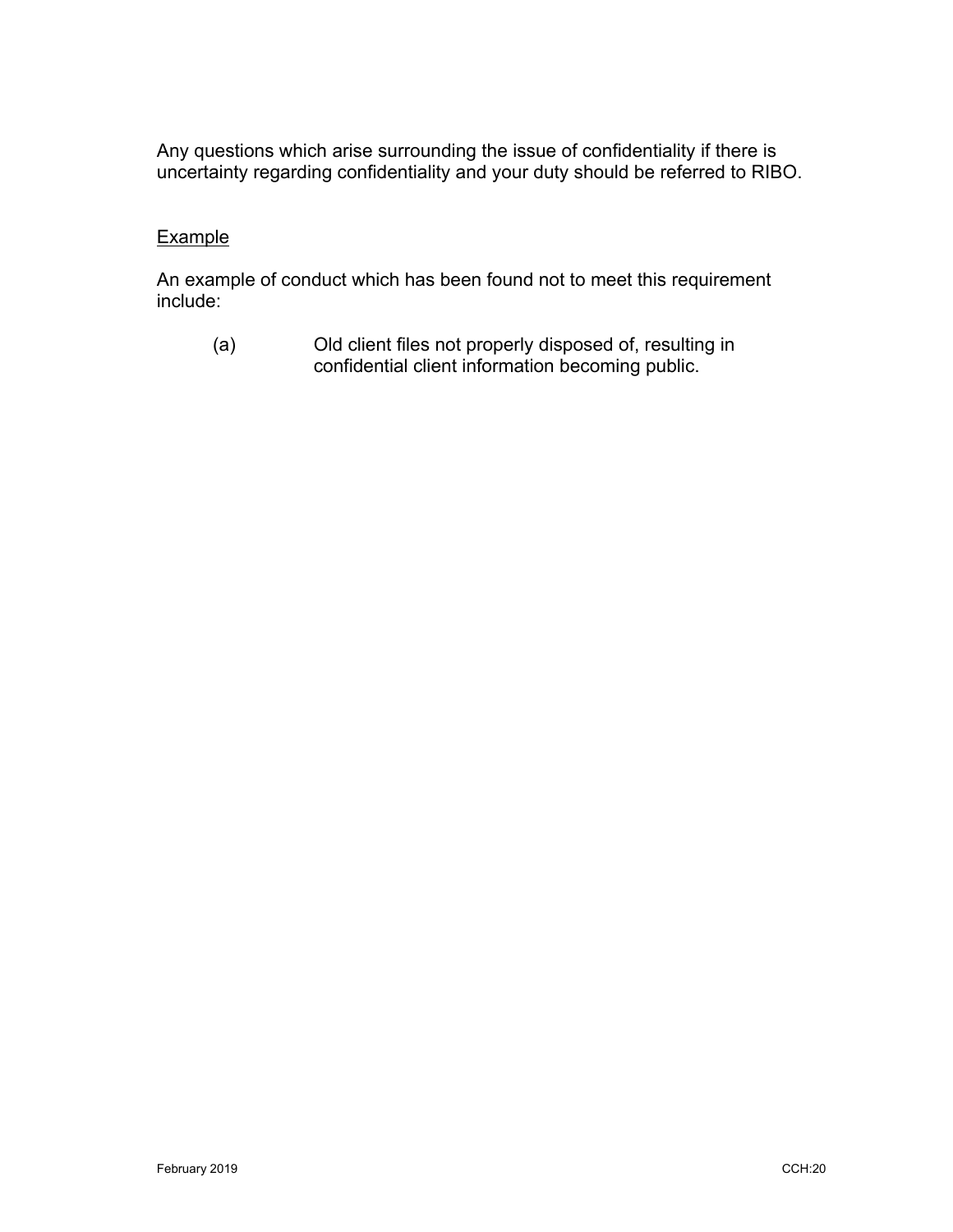Any questions which arise surrounding the issue of confidentiality if there is uncertainty regarding confidentiality and your duty should be referred to RIBO.

<u>Example</u>

An example of conduct which has been found not to meet this requirement include:

(a) Old client files not properly disposed of, resulting in confidential client information becoming public.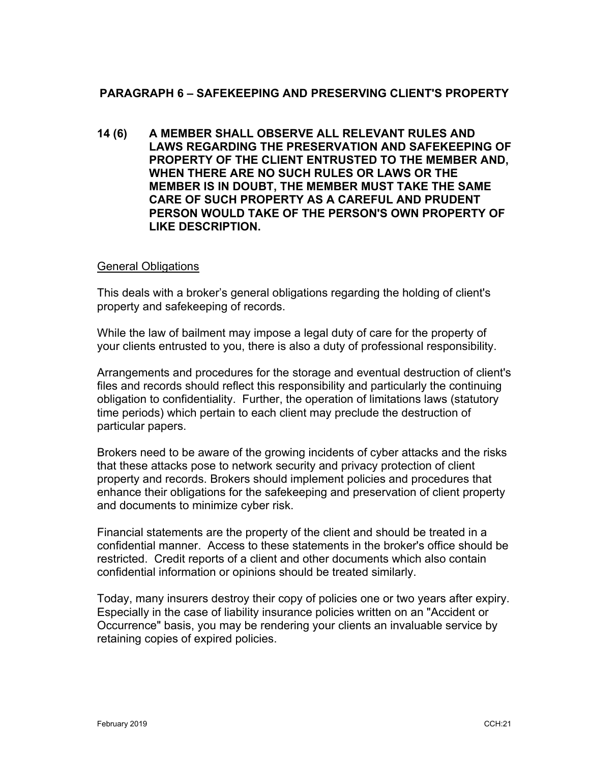## PARAGRAPH 6 – SAFEKEEPING AND PRESERVING CLIENT'S PROPERTY

**14 (6) A MEMBER SHALL OBSERVE ALL RELEVANT RULES AND LAWS REGARDING THE PRESERVATION AND SAFEKEEPING OF PROPERTY OF THE CLIENT ENTRUSTED TO THE MEMBER AND, WHEN THERE ARE NO SUCH RULES OR LAWS OR THE MEMBER IS IN DOUBT, THE MEMBER MUST TAKE THE SAME CARE OF SUCH PROPERTY AS A CAREFUL AND PRUDENT PERSON WOULD TAKE OF THE PERSON'S OWN PROPERTY OF LIKE DESCRIPTION.**

General Obligations

This deals with a broker's general obligations regarding the holding of client's property and safekeeping of records.

While the law of bailment may impose a legal duty of care for the property of your clients entrusted to you, there is also a duty of professional responsibility.

Arrangements and procedures for the storage and eventual destruction of client's files and records should reflect this responsibility and particularly the continuing obligation to confidentiality. Further, the operation of limitations laws (statutory time periods) which pertain to each client may preclude the destruction of particular papers.

Brokers need to be aware of the growing incidents of cyber attacks and the risks that these attacks pose to network security and privacy protection of client property and records. Brokers should implement policies and procedures that enhance their obligations for the safekeeping and preservation of client property and documents to minimize cyber risk.

Financial statements are the property of the client and should be treated in a confidential manner. Access to these statements in the broker's office should be restricted. Credit reports of a client and other documents which also contain confidential information or opinions should be treated similarly.

Today, many insurers destroy their copy of policies one or two years after expiry. Especially in the case of liability insurance policies written on an "Accident or Occurrence" basis, you may be rendering your clients an invaluable service by retaining copies of expired policies.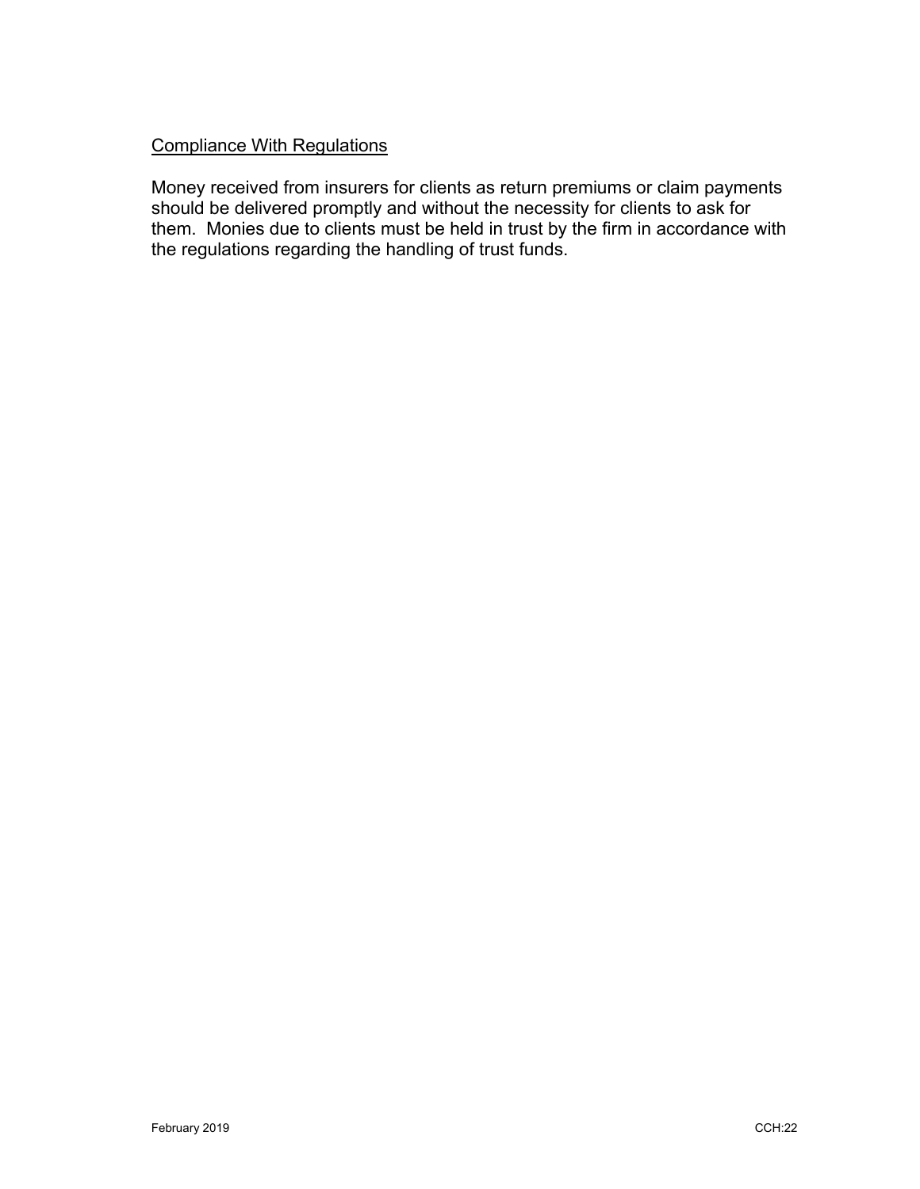## Compliance With Regulations

Money received from insurers for clients as return premiums or claim payments should be delivered promptly and without the necessity for clients to ask for them. Monies due to clients must be held in trust by the firm in accordance with the regulations regarding the handling of trust funds.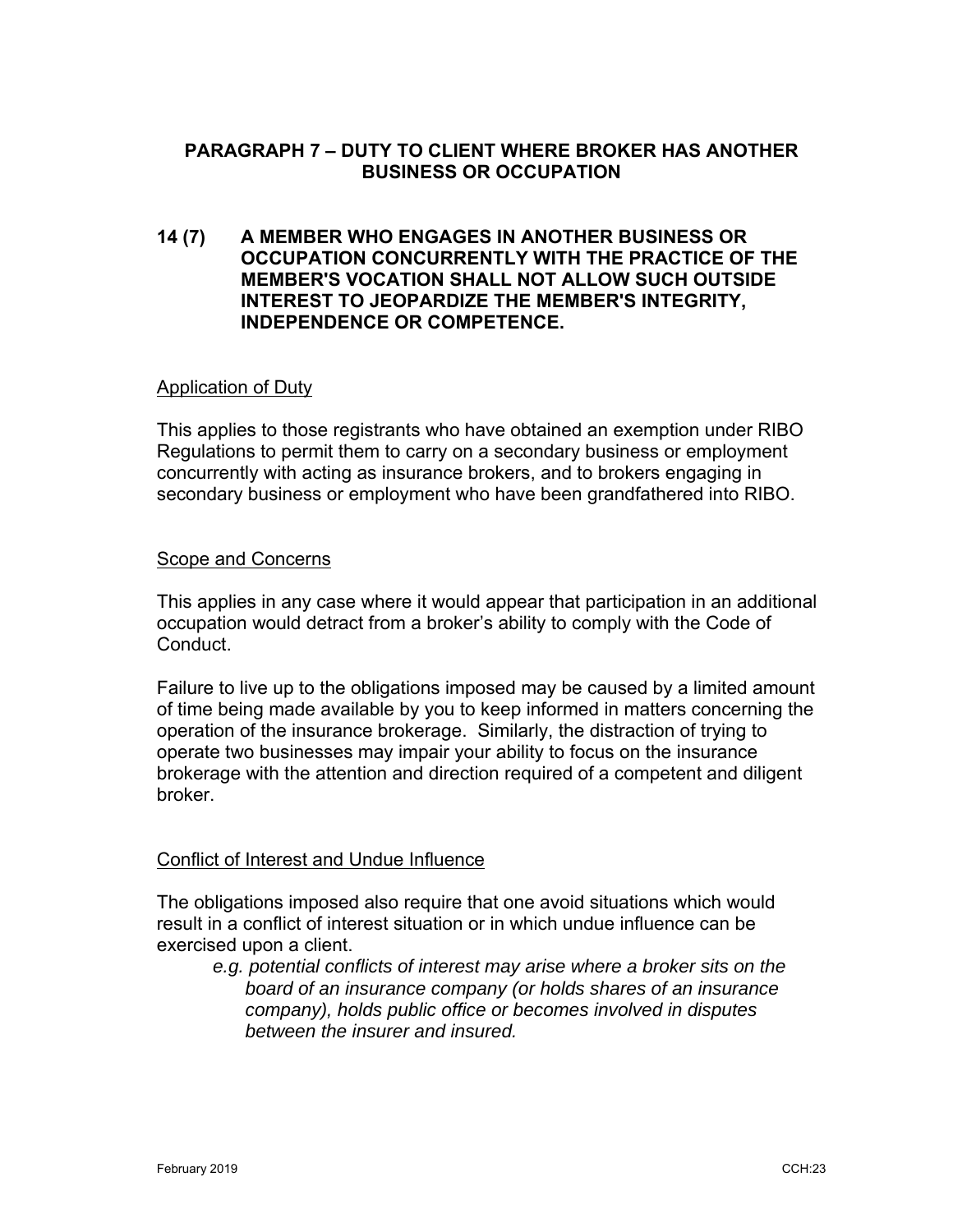## PARAGRAPH 7 – DUTY TO CLIENT WHERE BROKER HAS ANOTHER BUSINESS OR OCCUPATION

**14 (7) A MEMBER WHO ENGAGES IN ANOTHER BUSINESS OR OCCUPATION CONCURRENTLY WITH THE PRACTICE OF THE MEMBER'S VOCATION SHALL NOT ALLOW SUCH OUTSIDE INTEREST TO JEOPARDIZE THE MEMBER'S INTEGRITY, INDEPENDENCE OR COMPETENCE.**

### Application of Duty

This applies to those registrants who have obtained an exemption under RIBO Regulations to permit them to carry on a secondary business or employment concurrently with acting as insurance brokers, and to brokers engaging in secondary business or employment who have been grandfathered into RIBO.

### Scope and Concerns

This applies in any case where it would appear that participation in an additional occupation would detract from a broker's ability to comply with the Code of Conduct.

Failure to live up to the obligations imposed may be caused by a limited amount of time being made available by you to keep informed in matters concerning the operation of the insurance brokerage. Similarly, the distraction of trying to operate two businesses may impair your ability to focus on the insurance brokerage with the attention and direction required of a competent and diligent broker.

### Conflict of Interest and Undue Influence

The obligations imposed also require that one avoid situations which would result in a conflict of interest situation or in which undue influence can be exercised upon a client.

> *e.g. potential conflicts of interest may arise where a broker sits on the board of an insurance company (or holds shares of an insurance company), holds public office or becomes involved in disputes between the insurer and insured.*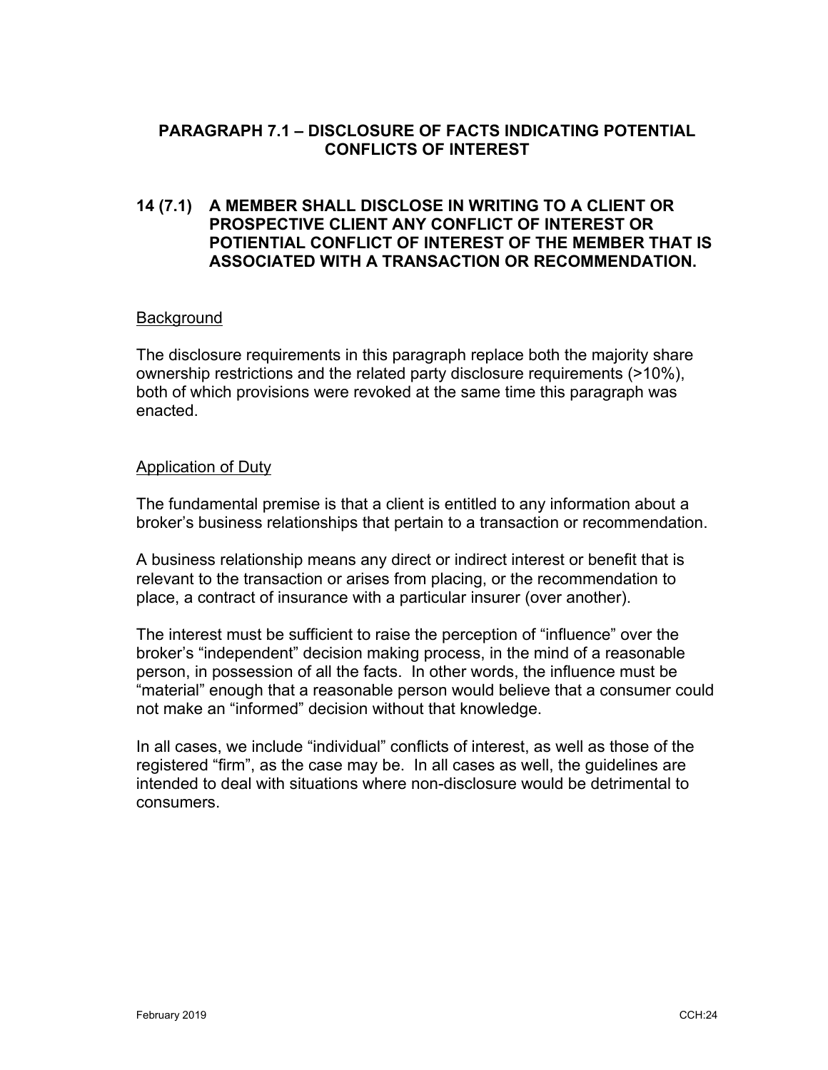## PARAGRAPH 7.1 – DISCLOSURE OF FACTS INDICATING POTENTIAL CONFLICTS OF INTEREST

**14 (7.1) A MEMBER SHALL DISCLOSE IN WRITING TO A CLIENT OR PROSPECTIVE CLIENT ANY CONFLICT OF INTEREST OR POTIENTIAL CONFLICT OF INTEREST OF THE MEMBER THAT IS ASSOCIATED WITH A TRANSACTION OR RECOMMENDATION.**

<u>Background</u>

The disclosure requirements in this paragraph replace both the majority share ownership restrictions and the related party disclosure requirements (>10%), both of which provisions were revoked at the same time this paragraph was enacted.

<u>Application of Duty</u>

The fundamental premise is that a client is entitled to any information about a broker's business relationships that pertain to a transaction or recommendation.

A business relationship means any direct or indirect interest or benefit that is relevant to the transaction or arises from placing, or the recommendation to place, a contract of insurance with a particular insurer (over another).

The interest must be sufficient to raise the perception of "influence" over the broker's "independent" decision making process, in the mind of a reasonable person, in possession of all the facts. In other words, the influence must be "material" enough that a reasonable person would believe that a consumer could not make an "informed" decision without that knowledge.

In all cases, we include "individual" conflicts of interest, as well as those of the registered "firm", as the case may be. In all cases as well, the guidelines are intended to deal with situations where non-disclosure would be detrimental to consumers.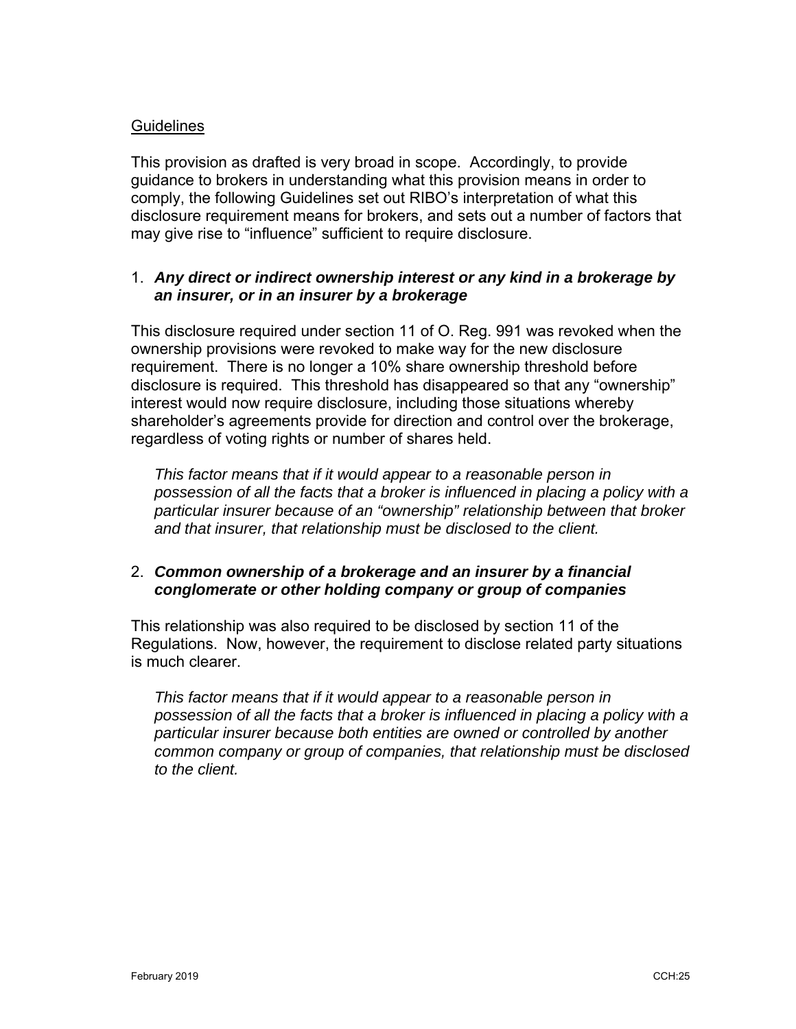Guidelines

This provision as drafted is very broad in scope. Accordingly, to provide guidance to brokers in understanding what this provision means in order to comply, the following Guidelines set out RIBO's interpretation of what this disclosure requirement means for brokers, and sets out a number of factors that may give rise to "influence" sufficient to require disclosure.

1. ***Any direct or indirect ownership interest or any kind in a brokerage by an insurer, or in an insurer by a brokerage***

This disclosure required under section 11 of O. Reg. 991 was revoked when the ownership provisions were revoked to make way for the new disclosure requirement. There is no longer a 10% share ownership threshold before disclosure is required. This threshold has disappeared so that any "ownership" interest would now require disclosure, including those situations whereby shareholder's agreements provide for direction and control over the brokerage, regardless of voting rights or number of shares held.

*This factor means that if it would appear to a reasonable person in possession of all the facts that a broker is influenced in placing a policy with a particular insurer because of an "ownership" relationship between that broker and that insurer, that relationship must be disclosed to the client.*

2. ***Common ownership of a brokerage and an insurer by a financial conglomerate or other holding company or group of companies***

This relationship was also required to be disclosed by section 11 of the Regulations. Now, however, the requirement to disclose related party situations is much clearer.

*This factor means that if it would appear to a reasonable person in possession of all the facts that a broker is influenced in placing a policy with a particular insurer because both entities are owned or controlled by another common company or group of companies, that relationship must be disclosed to the client.*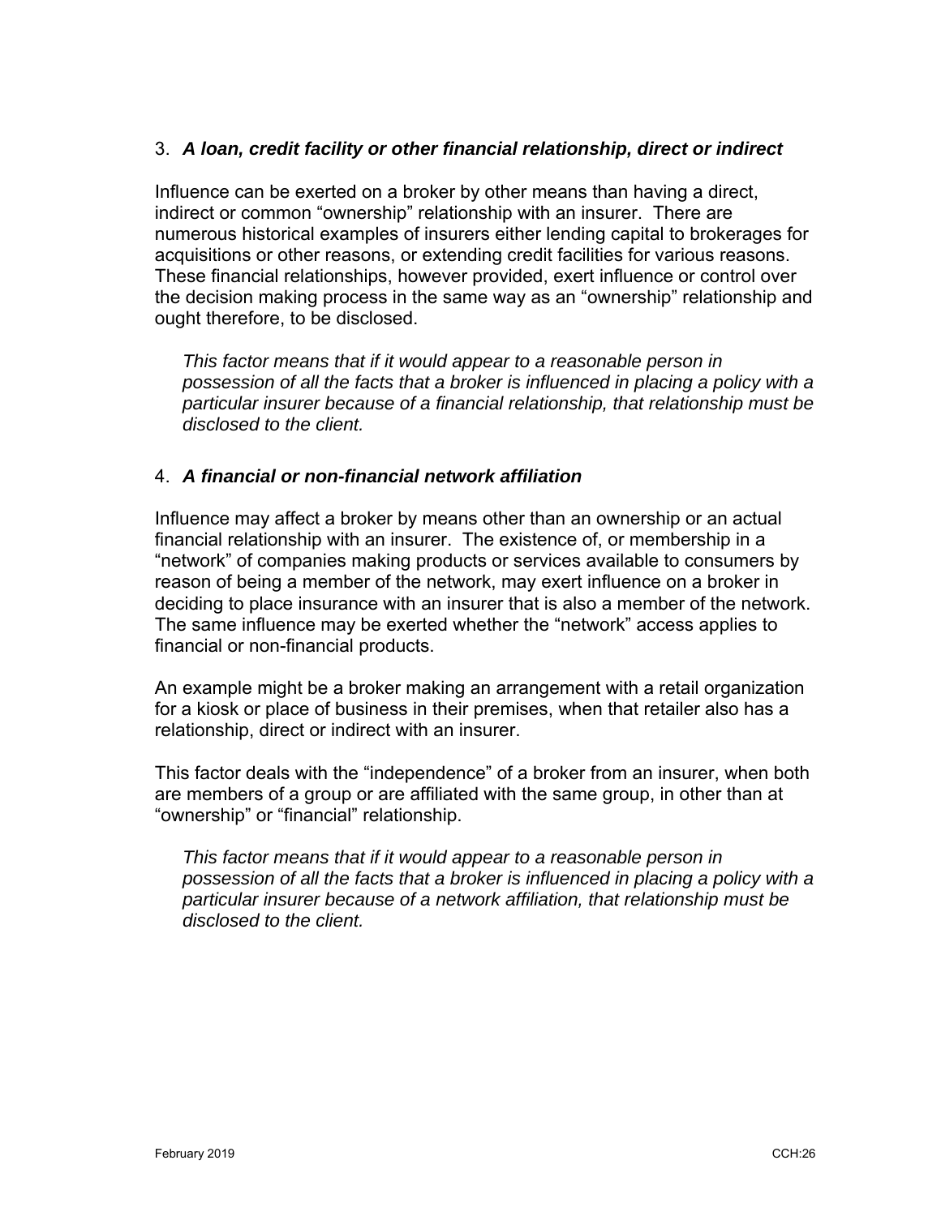3. ***A loan, credit facility or other financial relationship, direct or indirect***

Influence can be exerted on a broker by other means than having a direct, indirect or common "ownership" relationship with an insurer. There are numerous historical examples of insurers either lending capital to brokerages for acquisitions or other reasons, or extending credit facilities for various reasons. These financial relationships, however provided, exert influence or control over the decision making process in the same way as an "ownership" relationship and ought therefore, to be disclosed.

> *This factor means that if it would appear to a reasonable person in possession of all the facts that a broker is influenced in placing a policy with a particular insurer because of a financial relationship, that relationship must be disclosed to the client.*

4. ***A financial or non-financial network affiliation***

Influence may affect a broker by means other than an ownership or an actual financial relationship with an insurer. The existence of, or membership in a "network" of companies making products or services available to consumers by reason of being a member of the network, may exert influence on a broker in deciding to place insurance with an insurer that is also a member of the network. The same influence may be exerted whether the "network" access applies to financial or non-financial products.

An example might be a broker making an arrangement with a retail organization for a kiosk or place of business in their premises, when that retailer also has a relationship, direct or indirect with an insurer.

This factor deals with the "independence" of a broker from an insurer, when both are members of a group or are affiliated with the same group, in other than at "ownership" or "financial" relationship.

> *This factor means that if it would appear to a reasonable person in possession of all the facts that a broker is influenced in placing a policy with a particular insurer because of a network affiliation, that relationship must be disclosed to the client.*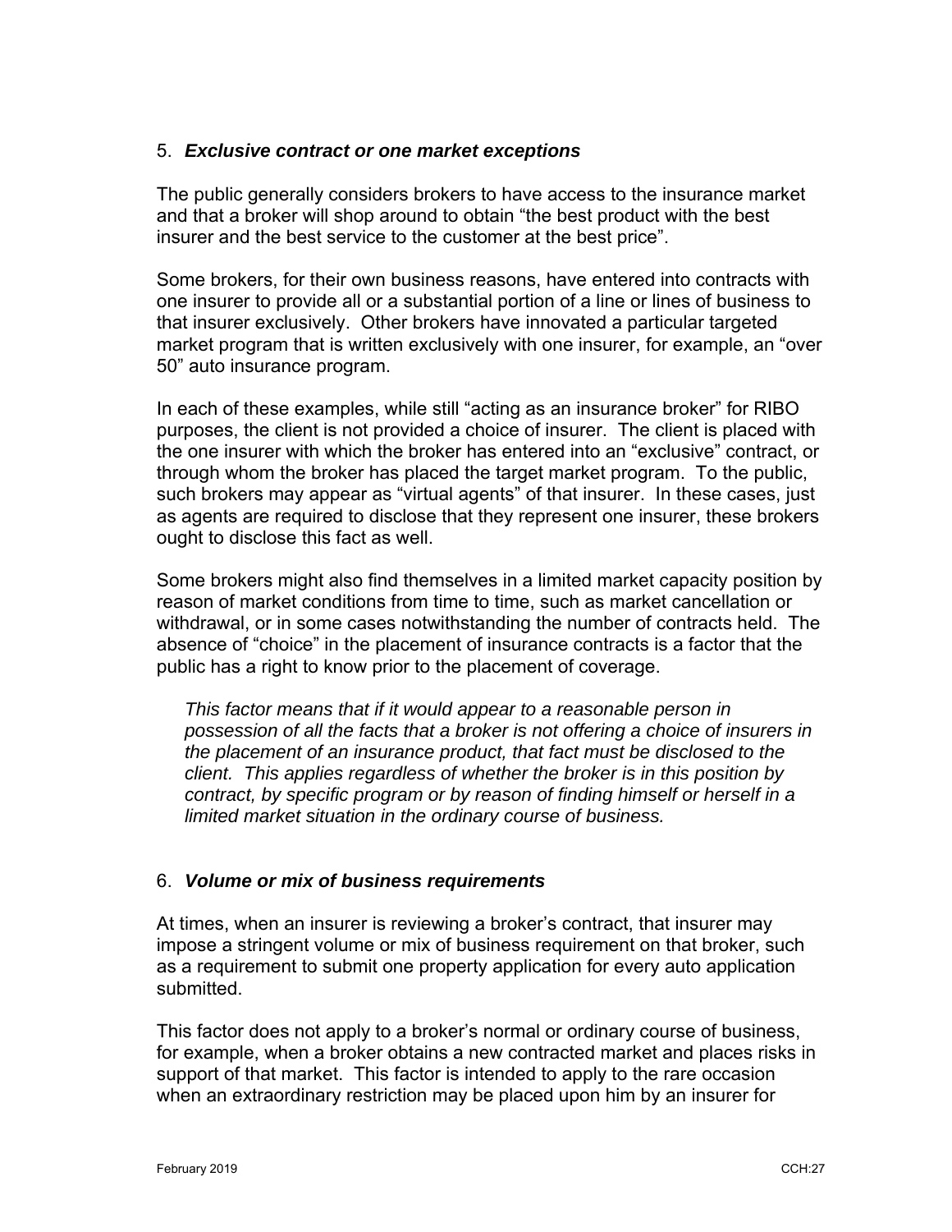### 5. ***Exclusive contract or one market exceptions***

The public generally considers brokers to have access to the insurance market and that a broker will shop around to obtain "the best product with the best insurer and the best service to the customer at the best price".

Some brokers, for their own business reasons, have entered into contracts with one insurer to provide all or a substantial portion of a line or lines of business to that insurer exclusively. Other brokers have innovated a particular targeted market program that is written exclusively with one insurer, for example, an "over 50" auto insurance program.

In each of these examples, while still "acting as an insurance broker" for RIBO purposes, the client is not provided a choice of insurer. The client is placed with the one insurer with which the broker has entered into an "exclusive" contract, or through whom the broker has placed the target market program. To the public, such brokers may appear as "virtual agents" of that insurer. In these cases, just as agents are required to disclose that they represent one insurer, these brokers ought to disclose this fact as well.

Some brokers might also find themselves in a limited market capacity position by reason of market conditions from time to time, such as market cancellation or withdrawal, or in some cases notwithstanding the number of contracts held. The absence of "choice" in the placement of insurance contracts is a factor that the public has a right to know prior to the placement of coverage.

> *This factor means that if it would appear to a reasonable person in possession of all the facts that a broker is not offering a choice of insurers in the placement of an insurance product, that fact must be disclosed to the client. This applies regardless of whether the broker is in this position by contract, by specific program or by reason of finding himself or herself in a limited market situation in the ordinary course of business.*

### 6. ***Volume or mix of business requirements***

At times, when an insurer is reviewing a broker's contract, that insurer may impose a stringent volume or mix of business requirement on that broker, such as a requirement to submit one property application for every auto application submitted.

This factor does not apply to a broker's normal or ordinary course of business, for example, when a broker obtains a new contracted market and places risks in support of that market. This factor is intended to apply to the rare occasion when an extraordinary restriction may be placed upon him by an insurer for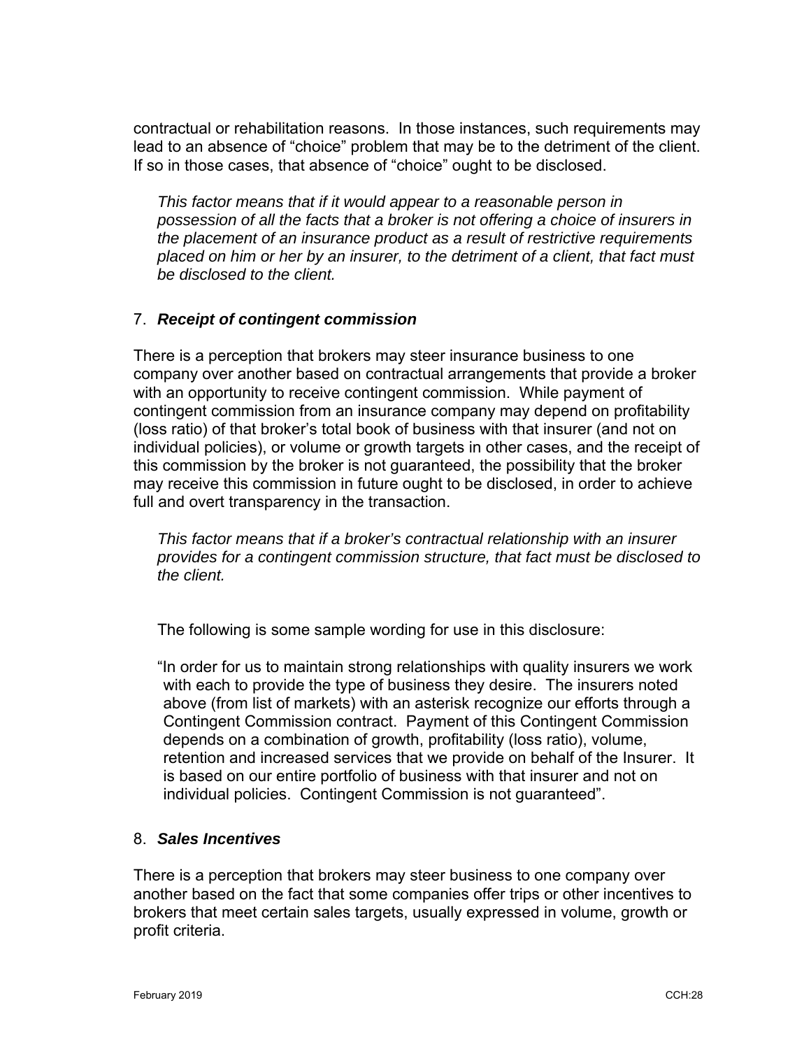contractual or rehabilitation reasons. In those instances, such requirements may lead to an absence of "choice" problem that may be to the detriment of the client. If so in those cases, that absence of "choice" ought to be disclosed.

> *This factor means that if it would appear to a reasonable person in possession of all the facts that a broker is not offering a choice of insurers in the placement of an insurance product as a result of restrictive requirements placed on him or her by an insurer, to the detriment of a client, that fact must be disclosed to the client.*

### 7. ***Receipt of contingent commission***

There is a perception that brokers may steer insurance business to one company over another based on contractual arrangements that provide a broker with an opportunity to receive contingent commission. While payment of contingent commission from an insurance company may depend on profitability (loss ratio) of that broker's total book of business with that insurer (and not on individual policies), or volume or growth targets in other cases, and the receipt of this commission by the broker is not guaranteed, the possibility that the broker may receive this commission in future ought to be disclosed, in order to achieve full and overt transparency in the transaction.

> *This factor means that if a broker's contractual relationship with an insurer provides for a contingent commission structure, that fact must be disclosed to the client.*

> The following is some sample wording for use in this disclosure:
>
> "In order for us to maintain strong relationships with quality insurers we work with each to provide the type of business they desire. The insurers noted above (from list of markets) with an asterisk recognize our efforts through a Contingent Commission contract. Payment of this Contingent Commission depends on a combination of growth, profitability (loss ratio), volume, retention and increased services that we provide on behalf of the Insurer. It is based on our entire portfolio of business with that insurer and not on individual policies. Contingent Commission is not guaranteed".

### 8. ***Sales Incentives***

There is a perception that brokers may steer business to one company over another based on the fact that some companies offer trips or other incentives to brokers that meet certain sales targets, usually expressed in volume, growth or profit criteria.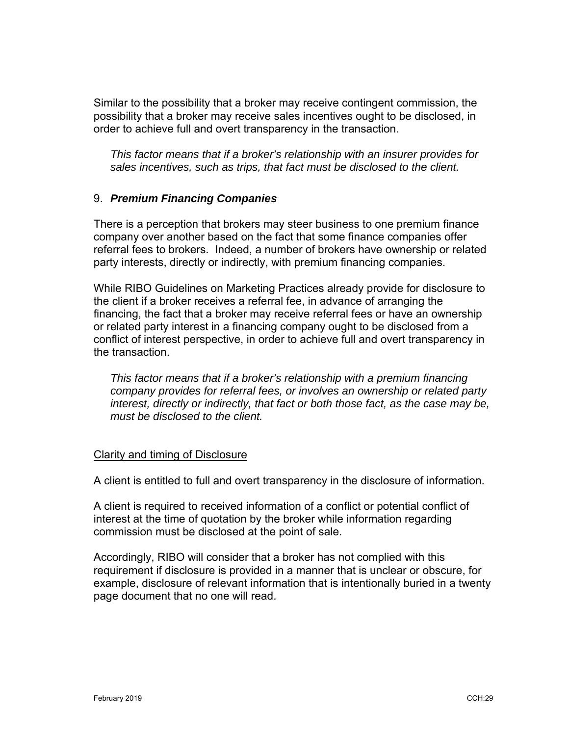Similar to the possibility that a broker may receive contingent commission, the possibility that a broker may receive sales incentives ought to be disclosed, in order to achieve full and overt transparency in the transaction.

> *This factor means that if a broker's relationship with an insurer provides for sales incentives, such as trips, that fact must be disclosed to the client.*

### 9. ***Premium Financing Companies***

There is a perception that brokers may steer business to one premium finance company over another based on the fact that some finance companies offer referral fees to brokers. Indeed, a number of brokers have ownership or related party interests, directly or indirectly, with premium financing companies.

While RIBO Guidelines on Marketing Practices already provide for disclosure to the client if a broker receives a referral fee, in advance of arranging the financing, the fact that a broker may receive referral fees or have an ownership or related party interest in a financing company ought to be disclosed from a conflict of interest perspective, in order to achieve full and overt transparency in the transaction.

> *This factor means that if a broker's relationship with a premium financing company provides for referral fees, or involves an ownership or related party interest, directly or indirectly, that fact or both those fact, as the case may be, must be disclosed to the client.*

<u>Clarity and timing of Disclosure</u>

A client is entitled to full and overt transparency in the disclosure of information.

A client is required to received information of a conflict or potential conflict of interest at the time of quotation by the broker while information regarding commission must be disclosed at the point of sale.

Accordingly, RIBO will consider that a broker has not complied with this requirement if disclosure is provided in a manner that is unclear or obscure, for example, disclosure of relevant information that is intentionally buried in a twenty page document that no one will read.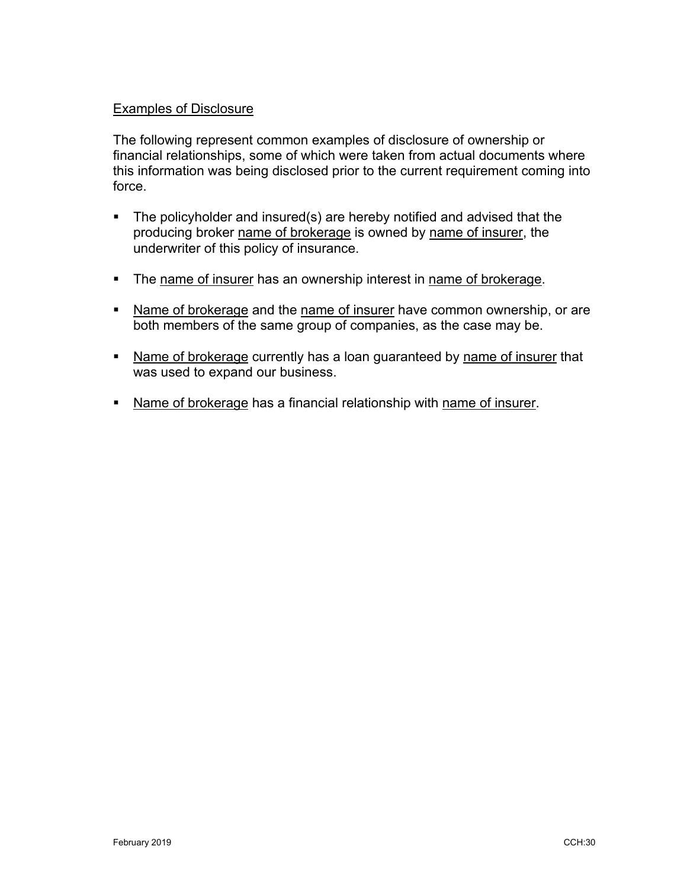<u>Examples of Disclosure</u>

The following represent common examples of disclosure of ownership or financial relationships, some of which were taken from actual documents where this information was being disclosed prior to the current requirement coming into force.

- The policyholder and insured(s) are hereby notified and advised that the producing broker <u>name of brokerage</u> is owned by <u>name of insurer</u>, the underwriter of this policy of insurance.
- The <u>name of insurer</u> has an ownership interest in <u>name of brokerage</u>.
- <u>Name of brokerage</u> and the <u>name of insurer</u> have common ownership, or are both members of the same group of companies, as the case may be.
- <u>Name of brokerage</u> currently has a loan guaranteed by <u>name of insurer</u> that was used to expand our business.
- <u>Name of brokerage</u> has a financial relationship with <u>name of insurer</u>.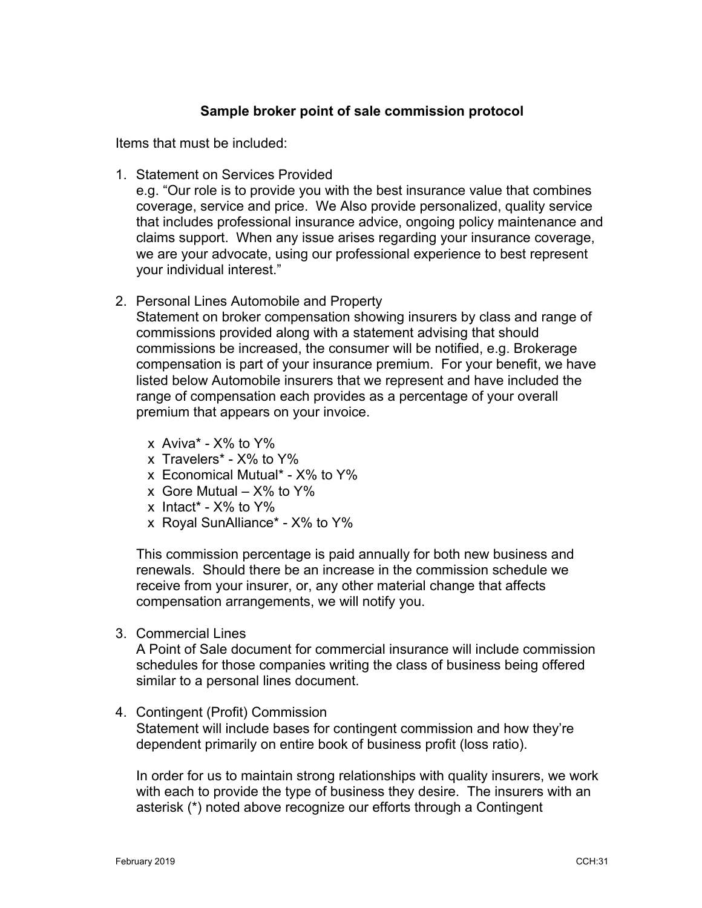**Sample broker point of sale commission protocol**

Items that must be included:

1. Statement on Services Provided
   e.g. "Our role is to provide you with the best insurance value that combines coverage, service and price. We Also provide personalized, quality service that includes professional insurance advice, ongoing policy maintenance and claims support. When any issue arises regarding your insurance coverage, we are your advocate, using our professional experience to best represent your individual interest."

2. Personal Lines Automobile and Property
   Statement on broker compensation showing insurers by class and range of commissions provided along with a statement advising that should commissions be increased, the consumer will be notified, e.g. Brokerage compensation is part of your insurance premium. For your benefit, we have listed below Automobile insurers that we represent and have included the range of compensation each provides as a percentage of your overall premium that appears on your invoice.

   - Aviva* - X% to Y%
   - Travelers* - X% to Y%
   - Economical Mutual* - X% to Y%
   - Gore Mutual – X% to Y%
   - Intact* - X% to Y%
   - Royal SunAlliance* - X% to Y%

   This commission percentage is paid annually for both new business and renewals. Should there be an increase in the commission schedule we receive from your insurer, or, any other material change that affects compensation arrangements, we will notify you.

3. Commercial Lines
   A Point of Sale document for commercial insurance will include commission schedules for those companies writing the class of business being offered similar to a personal lines document.

4. Contingent (Profit) Commission
   Statement will include bases for contingent commission and how they're dependent primarily on entire book of business profit (loss ratio).

   In order for us to maintain strong relationships with quality insurers, we work with each to provide the type of business they desire. The insurers with an asterisk (*) noted above recognize our efforts through a Contingent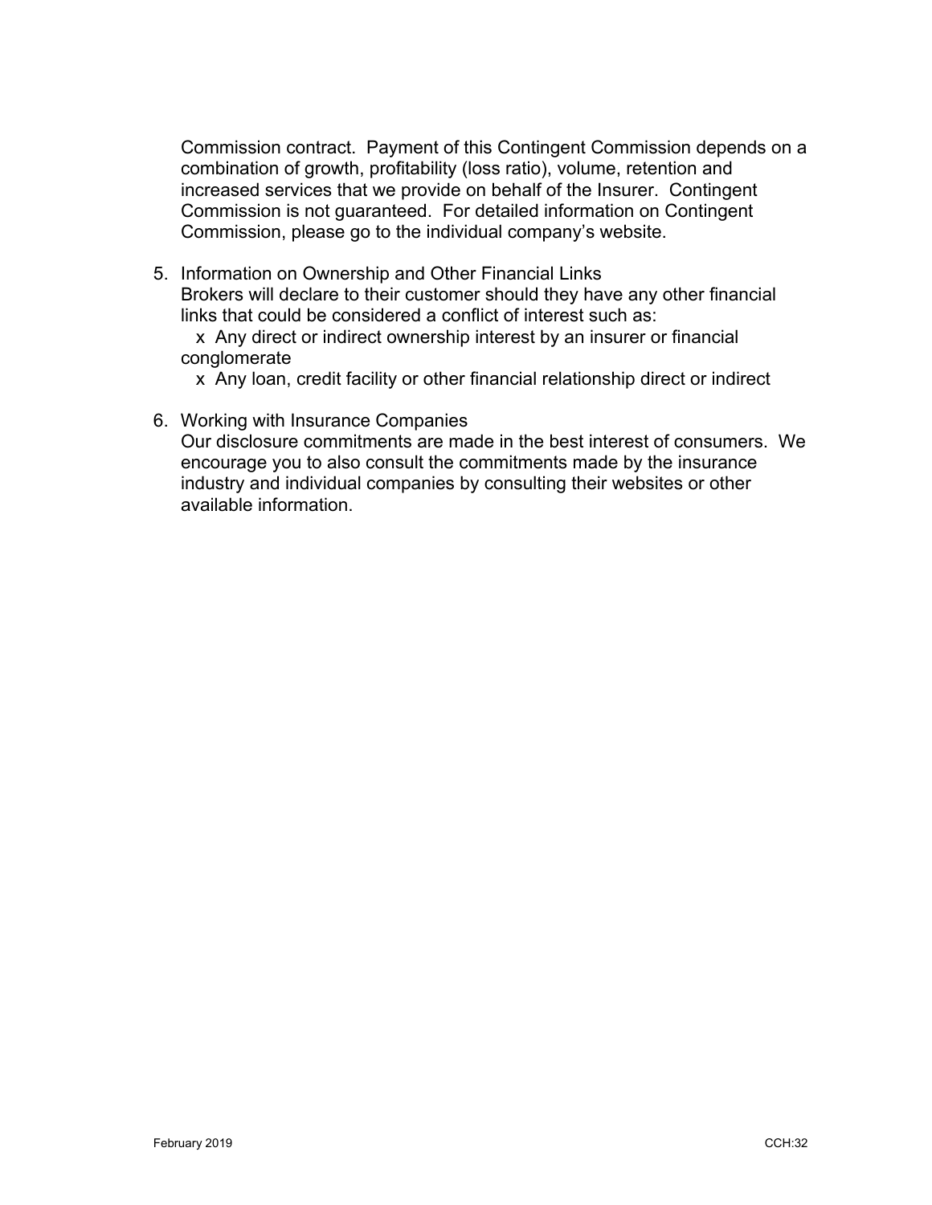Commission contract. Payment of this Contingent Commission depends on a combination of growth, profitability (loss ratio), volume, retention and increased services that we provide on behalf of the Insurer. Contingent Commission is not guaranteed. For detailed information on Contingent Commission, please go to the individual company's website.

5. Information on Ownership and Other Financial Links
   Brokers will declare to their customer should they have any other financial links that could be considered a conflict of interest such as:
   - Any direct or indirect ownership interest by an insurer or financial conglomerate
   - Any loan, credit facility or other financial relationship direct or indirect

6. Working with Insurance Companies
   Our disclosure commitments are made in the best interest of consumers. We encourage you to also consult the commitments made by the insurance industry and individual companies by consulting their websites or other available information.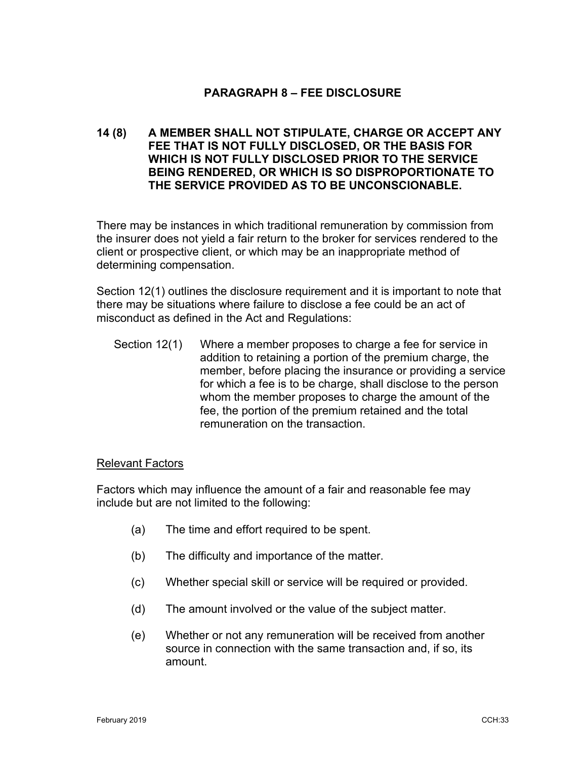## PARAGRAPH 8 – FEE DISCLOSURE

**14 (8) A MEMBER SHALL NOT STIPULATE, CHARGE OR ACCEPT ANY FEE THAT IS NOT FULLY DISCLOSED, OR THE BASIS FOR WHICH IS NOT FULLY DISCLOSED PRIOR TO THE SERVICE BEING RENDERED, OR WHICH IS SO DISPROPORTIONATE TO THE SERVICE PROVIDED AS TO BE UNCONSCIONABLE.**

There may be instances in which traditional remuneration by commission from the insurer does not yield a fair return to the broker for services rendered to the client or prospective client, or which may be an inappropriate method of determining compensation.

Section 12(1) outlines the disclosure requirement and it is important to note that there may be situations where failure to disclose a fee could be an act of misconduct as defined in the Act and Regulations:

> Section 12(1) Where a member proposes to charge a fee for service in addition to retaining a portion of the premium charge, the member, before placing the insurance or providing a service for which a fee is to be charge, shall disclose to the person whom the member proposes to charge the amount of the fee, the portion of the premium retained and the total remuneration on the transaction.

<u>Relevant Factors</u>

Factors which may influence the amount of a fair and reasonable fee may include but are not limited to the following:

(a) The time and effort required to be spent.

(b) The difficulty and importance of the matter.

(c) Whether special skill or service will be required or provided.

(d) The amount involved or the value of the subject matter.

(e) Whether or not any remuneration will be received from another source in connection with the same transaction and, if so, its amount.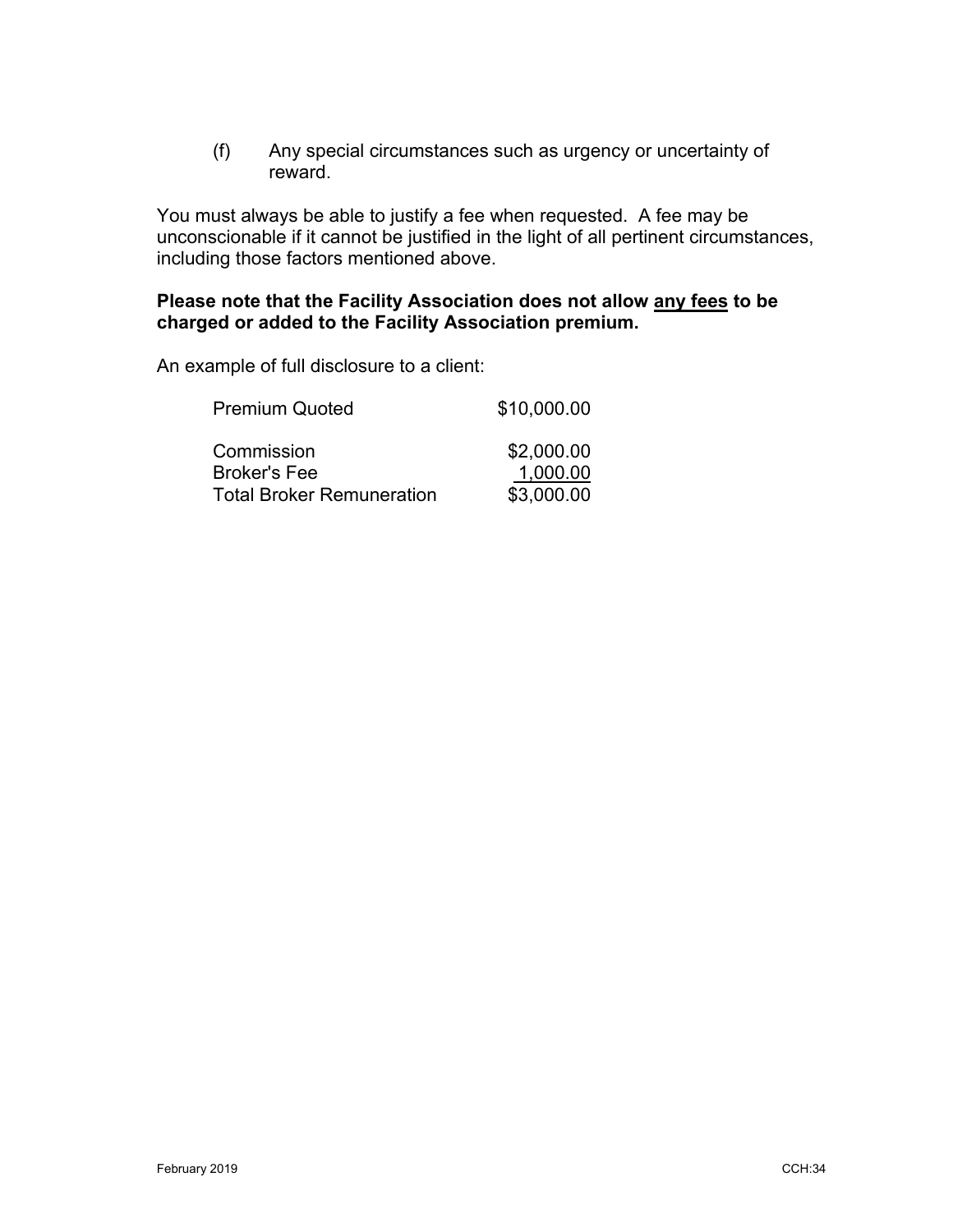(f) Any special circumstances such as urgency or uncertainty of reward.

You must always be able to justify a fee when requested. A fee may be unconscionable if it cannot be justified in the light of all pertinent circumstances, including those factors mentioned above.

**Please note that the Facility Association does not allow <u>any fees</u> to be charged or added to the Facility Association premium.**

An example of full disclosure to a client:

| | |
|---|---|
| Premium Quoted | $10,000.00 |
| Commission | $2,000.00 |
| Broker's Fee | 1,000.00 |
| Total Broker Remuneration | $3,000.00 |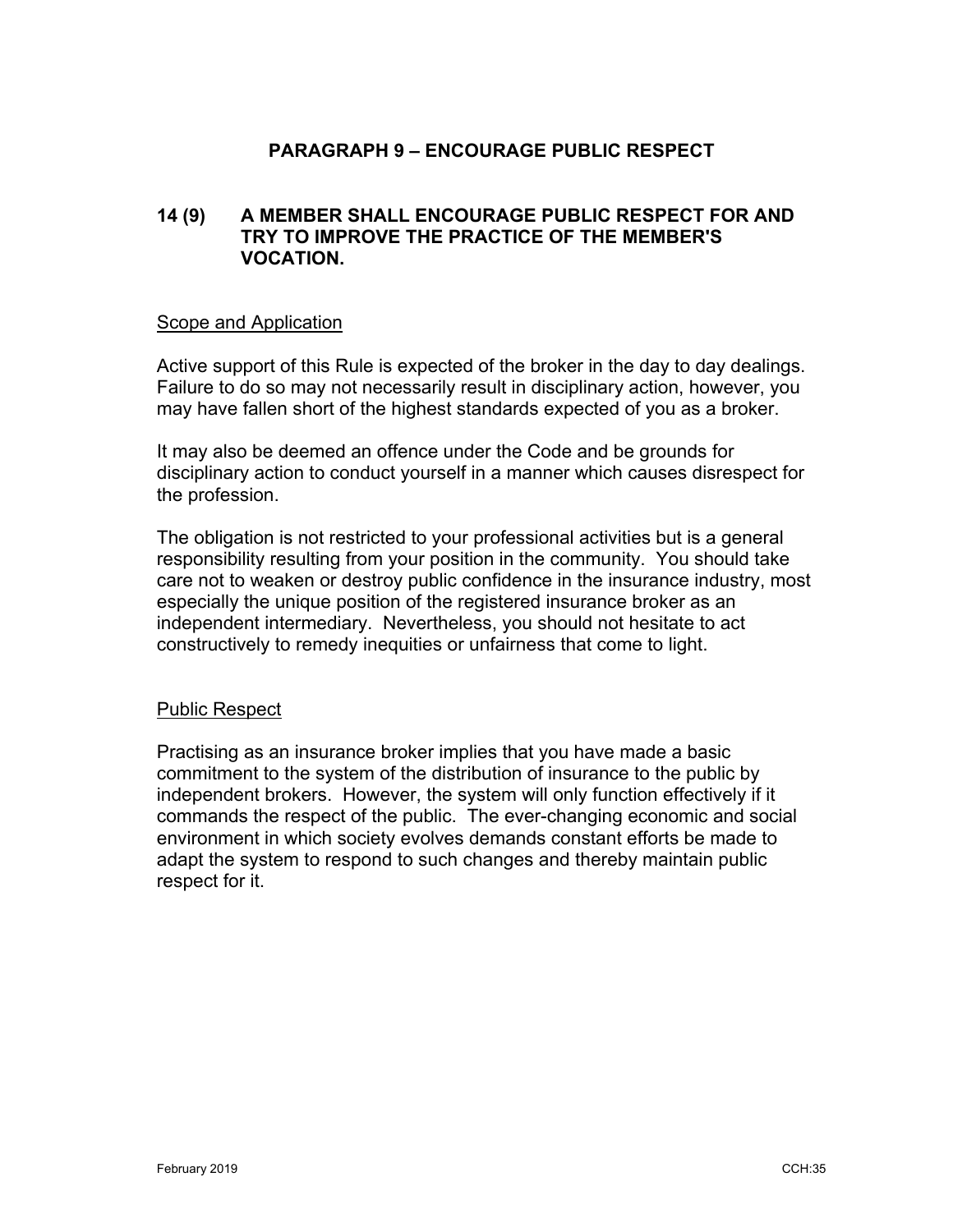## PARAGRAPH 9 – ENCOURAGE PUBLIC RESPECT

### 14 (9) A MEMBER SHALL ENCOURAGE PUBLIC RESPECT FOR AND TRY TO IMPROVE THE PRACTICE OF THE MEMBER'S VOCATION.

Scope and Application

Active support of this Rule is expected of the broker in the day to day dealings. Failure to do so may not necessarily result in disciplinary action, however, you may have fallen short of the highest standards expected of you as a broker.

It may also be deemed an offence under the Code and be grounds for disciplinary action to conduct yourself in a manner which causes disrespect for the profession.

The obligation is not restricted to your professional activities but is a general responsibility resulting from your position in the community. You should take care not to weaken or destroy public confidence in the insurance industry, most especially the unique position of the registered insurance broker as an independent intermediary. Nevertheless, you should not hesitate to act constructively to remedy inequities or unfairness that come to light.

Public Respect

Practising as an insurance broker implies that you have made a basic commitment to the system of the distribution of insurance to the public by independent brokers. However, the system will only function effectively if it commands the respect of the public. The ever-changing economic and social environment in which society evolves demands constant efforts be made to adapt the system to respond to such changes and thereby maintain public respect for it.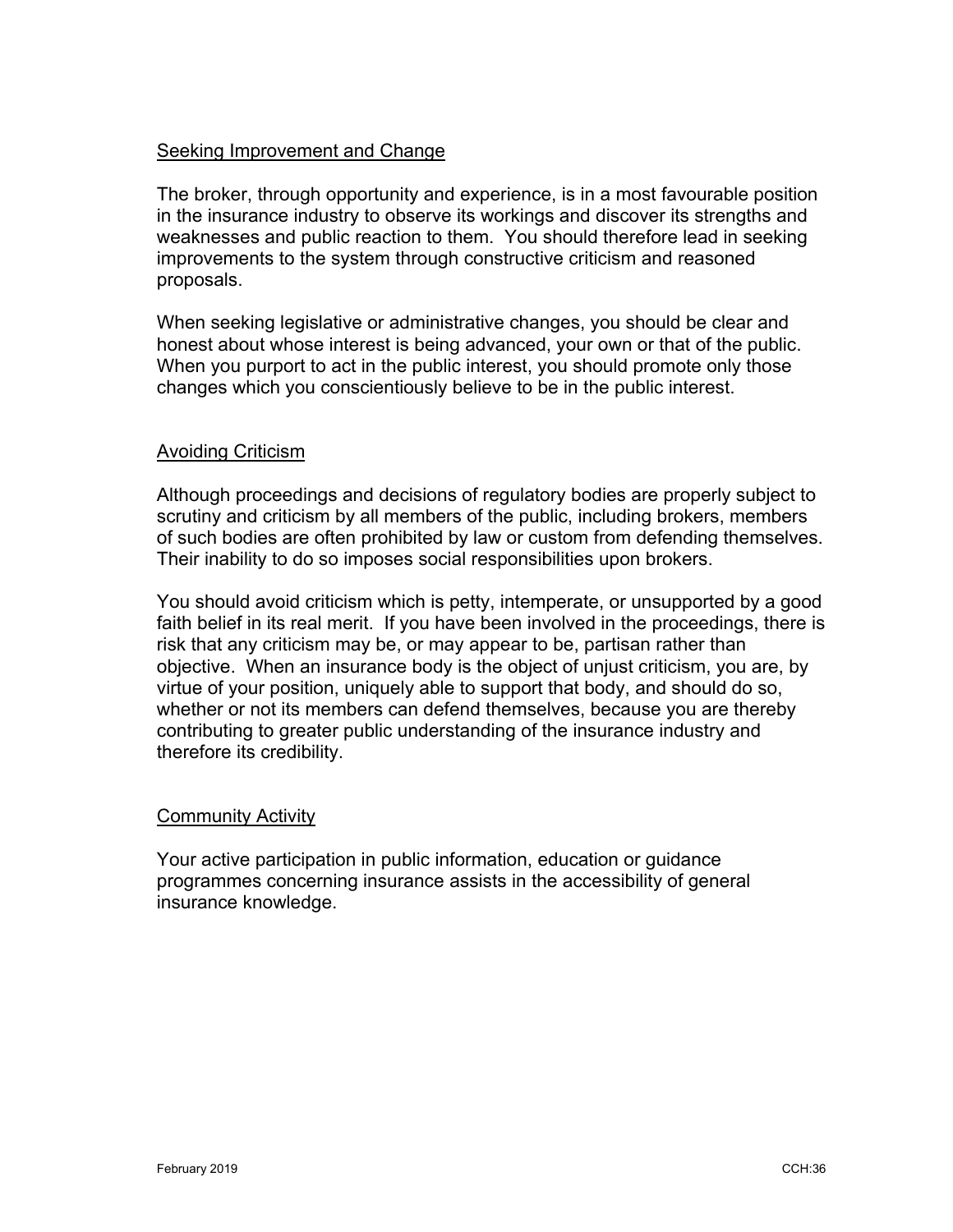## Seeking Improvement and Change

The broker, through opportunity and experience, is in a most favourable position in the insurance industry to observe its workings and discover its strengths and weaknesses and public reaction to them. You should therefore lead in seeking improvements to the system through constructive criticism and reasoned proposals.

When seeking legislative or administrative changes, you should be clear and honest about whose interest is being advanced, your own or that of the public. When you purport to act in the public interest, you should promote only those changes which you conscientiously believe to be in the public interest.

## Avoiding Criticism

Although proceedings and decisions of regulatory bodies are properly subject to scrutiny and criticism by all members of the public, including brokers, members of such bodies are often prohibited by law or custom from defending themselves. Their inability to do so imposes social responsibilities upon brokers.

You should avoid criticism which is petty, intemperate, or unsupported by a good faith belief in its real merit. If you have been involved in the proceedings, there is risk that any criticism may be, or may appear to be, partisan rather than objective. When an insurance body is the object of unjust criticism, you are, by virtue of your position, uniquely able to support that body, and should do so, whether or not its members can defend themselves, because you are thereby contributing to greater public understanding of the insurance industry and therefore its credibility.

## Community Activity

Your active participation in public information, education or guidance programmes concerning insurance assists in the accessibility of general insurance knowledge.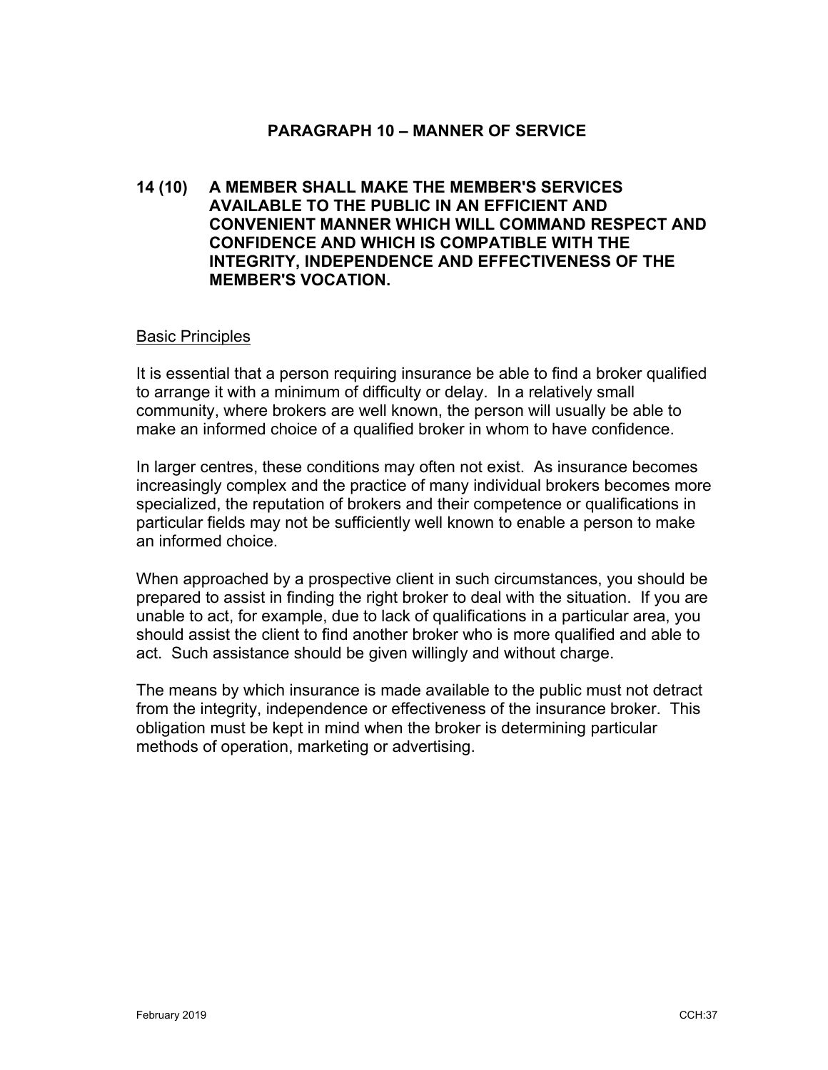## PARAGRAPH 10 – MANNER OF SERVICE

**14 (10) A MEMBER SHALL MAKE THE MEMBER'S SERVICES AVAILABLE TO THE PUBLIC IN AN EFFICIENT AND CONVENIENT MANNER WHICH WILL COMMAND RESPECT AND CONFIDENCE AND WHICH IS COMPATIBLE WITH THE INTEGRITY, INDEPENDENCE AND EFFECTIVENESS OF THE MEMBER'S VOCATION.**

### Basic Principles

It is essential that a person requiring insurance be able to find a broker qualified to arrange it with a minimum of difficulty or delay. In a relatively small community, where brokers are well known, the person will usually be able to make an informed choice of a qualified broker in whom to have confidence.

In larger centres, these conditions may often not exist. As insurance becomes increasingly complex and the practice of many individual brokers becomes more specialized, the reputation of brokers and their competence or qualifications in particular fields may not be sufficiently well known to enable a person to make an informed choice.

When approached by a prospective client in such circumstances, you should be prepared to assist in finding the right broker to deal with the situation. If you are unable to act, for example, due to lack of qualifications in a particular area, you should assist the client to find another broker who is more qualified and able to act. Such assistance should be given willingly and without charge.

The means by which insurance is made available to the public must not detract from the integrity, independence or effectiveness of the insurance broker. This obligation must be kept in mind when the broker is determining particular methods of operation, marketing or advertising.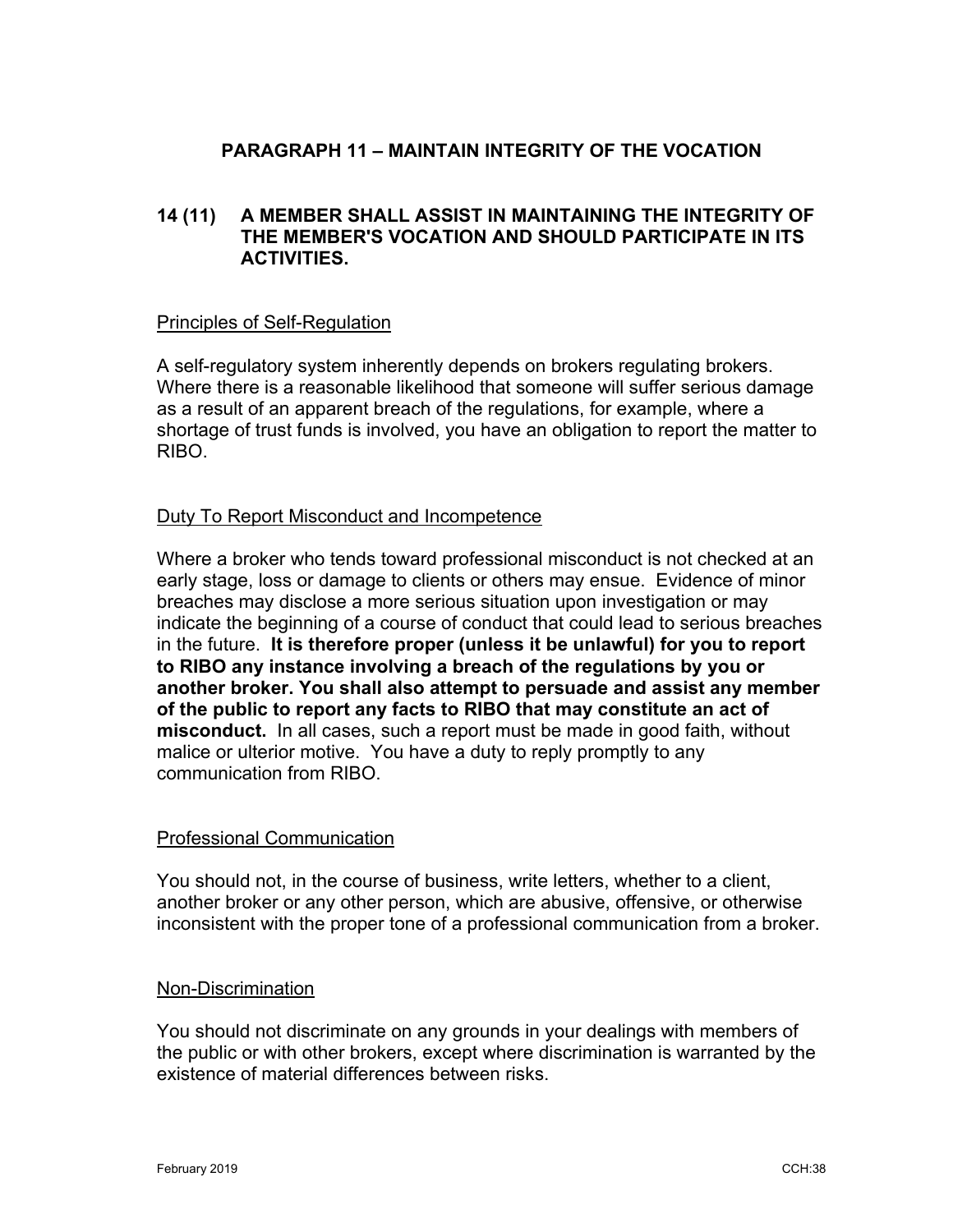## PARAGRAPH 11 – MAINTAIN INTEGRITY OF THE VOCATION

### 14 (11) A MEMBER SHALL ASSIST IN MAINTAINING THE INTEGRITY OF THE MEMBER'S VOCATION AND SHOULD PARTICIPATE IN ITS ACTIVITIES.

Principles of Self-Regulation

A self-regulatory system inherently depends on brokers regulating brokers. Where there is a reasonable likelihood that someone will suffer serious damage as a result of an apparent breach of the regulations, for example, where a shortage of trust funds is involved, you have an obligation to report the matter to RIBO.

Duty To Report Misconduct and Incompetence

Where a broker who tends toward professional misconduct is not checked at an early stage, loss or damage to clients or others may ensue. Evidence of minor breaches may disclose a more serious situation upon investigation or may indicate the beginning of a course of conduct that could lead to serious breaches in the future. **It is therefore proper (unless it be unlawful) for you to report to RIBO any instance involving a breach of the regulations by you or another broker. You shall also attempt to persuade and assist any member of the public to report any facts to RIBO that may constitute an act of misconduct.** In all cases, such a report must be made in good faith, without malice or ulterior motive. You have a duty to reply promptly to any communication from RIBO.

Professional Communication

You should not, in the course of business, write letters, whether to a client, another broker or any other person, which are abusive, offensive, or otherwise inconsistent with the proper tone of a professional communication from a broker.

Non-Discrimination

You should not discriminate on any grounds in your dealings with members of the public or with other brokers, except where discrimination is warranted by the existence of material differences between risks.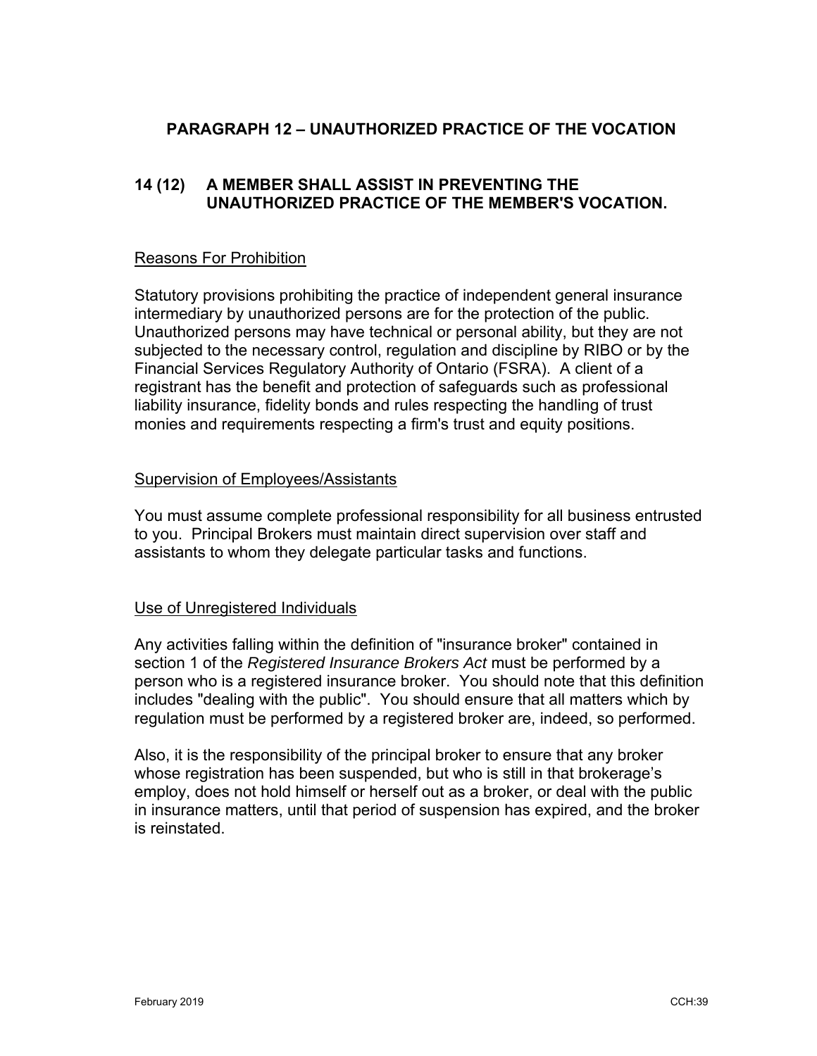## PARAGRAPH 12 – UNAUTHORIZED PRACTICE OF THE VOCATION

### 14 (12) A MEMBER SHALL ASSIST IN PREVENTING THE UNAUTHORIZED PRACTICE OF THE MEMBER'S VOCATION.

Reasons For Prohibition

Statutory provisions prohibiting the practice of independent general insurance intermediary by unauthorized persons are for the protection of the public. Unauthorized persons may have technical or personal ability, but they are not subjected to the necessary control, regulation and discipline by RIBO or by the Financial Services Regulatory Authority of Ontario (FSRA). A client of a registrant has the benefit and protection of safeguards such as professional liability insurance, fidelity bonds and rules respecting the handling of trust monies and requirements respecting a firm's trust and equity positions.

Supervision of Employees/Assistants

You must assume complete professional responsibility for all business entrusted to you. Principal Brokers must maintain direct supervision over staff and assistants to whom they delegate particular tasks and functions.

Use of Unregistered Individuals

Any activities falling within the definition of "insurance broker" contained in section 1 of the *Registered Insurance Brokers Act* must be performed by a person who is a registered insurance broker. You should note that this definition includes "dealing with the public". You should ensure that all matters which by regulation must be performed by a registered broker are, indeed, so performed.

Also, it is the responsibility of the principal broker to ensure that any broker whose registration has been suspended, but who is still in that brokerage's employ, does not hold himself or herself out as a broker, or deal with the public in insurance matters, until that period of suspension has expired, and the broker is reinstated.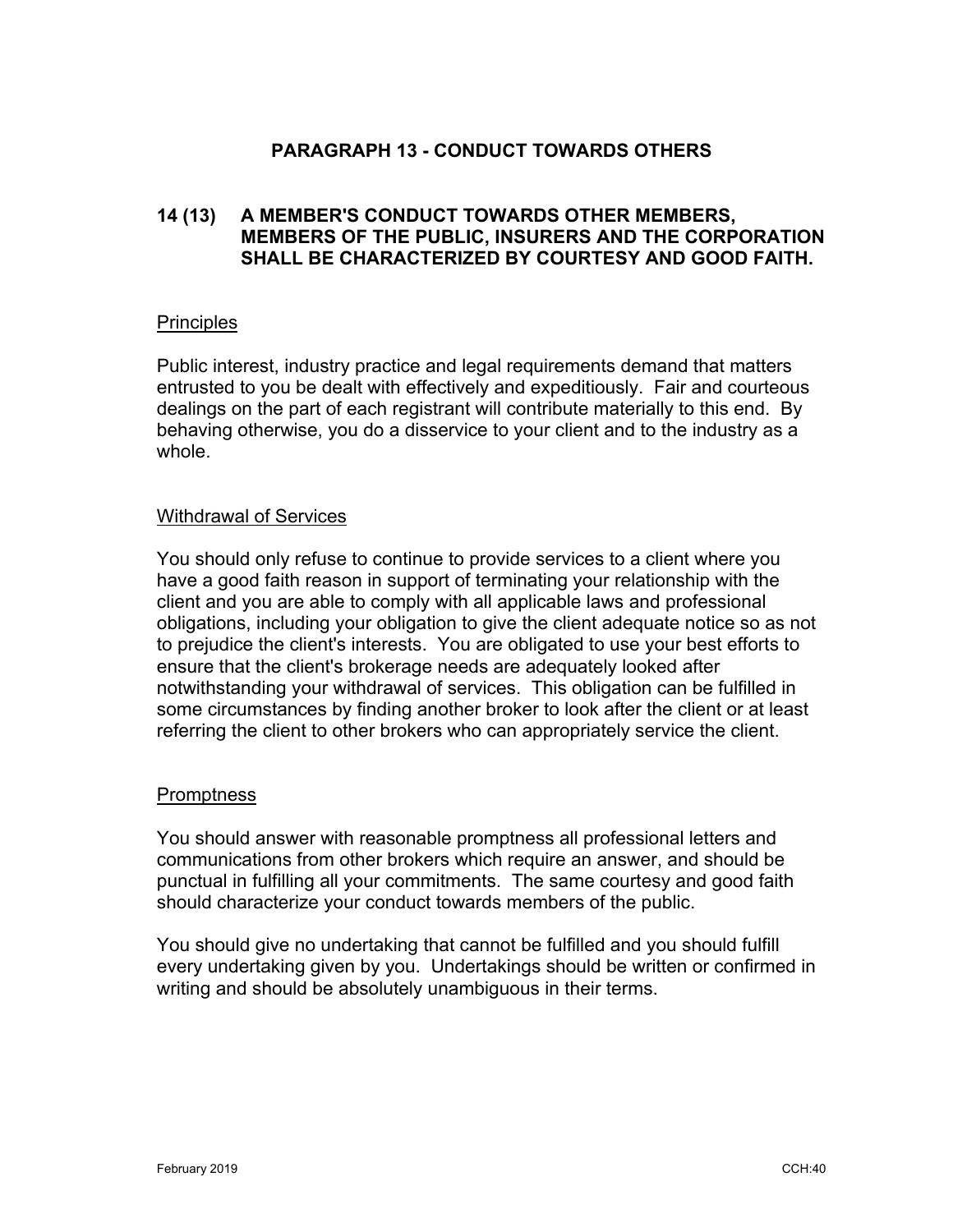## PARAGRAPH 13 - CONDUCT TOWARDS OTHERS

### 14 (13) A MEMBER'S CONDUCT TOWARDS OTHER MEMBERS, MEMBERS OF THE PUBLIC, INSURERS AND THE CORPORATION SHALL BE CHARACTERIZED BY COURTESY AND GOOD FAITH.

<u>Principles</u>

Public interest, industry practice and legal requirements demand that matters entrusted to you be dealt with effectively and expeditiously. Fair and courteous dealings on the part of each registrant will contribute materially to this end. By behaving otherwise, you do a disservice to your client and to the industry as a whole.

<u>Withdrawal of Services</u>

You should only refuse to continue to provide services to a client where you have a good faith reason in support of terminating your relationship with the client and you are able to comply with all applicable laws and professional obligations, including your obligation to give the client adequate notice so as not to prejudice the client's interests. You are obligated to use your best efforts to ensure that the client's brokerage needs are adequately looked after notwithstanding your withdrawal of services. This obligation can be fulfilled in some circumstances by finding another broker to look after the client or at least referring the client to other brokers who can appropriately service the client.

<u>Promptness</u>

You should answer with reasonable promptness all professional letters and communications from other brokers which require an answer, and should be punctual in fulfilling all your commitments. The same courtesy and good faith should characterize your conduct towards members of the public.

You should give no undertaking that cannot be fulfilled and you should fulfill every undertaking given by you. Undertakings should be written or confirmed in writing and should be absolutely unambiguous in their terms.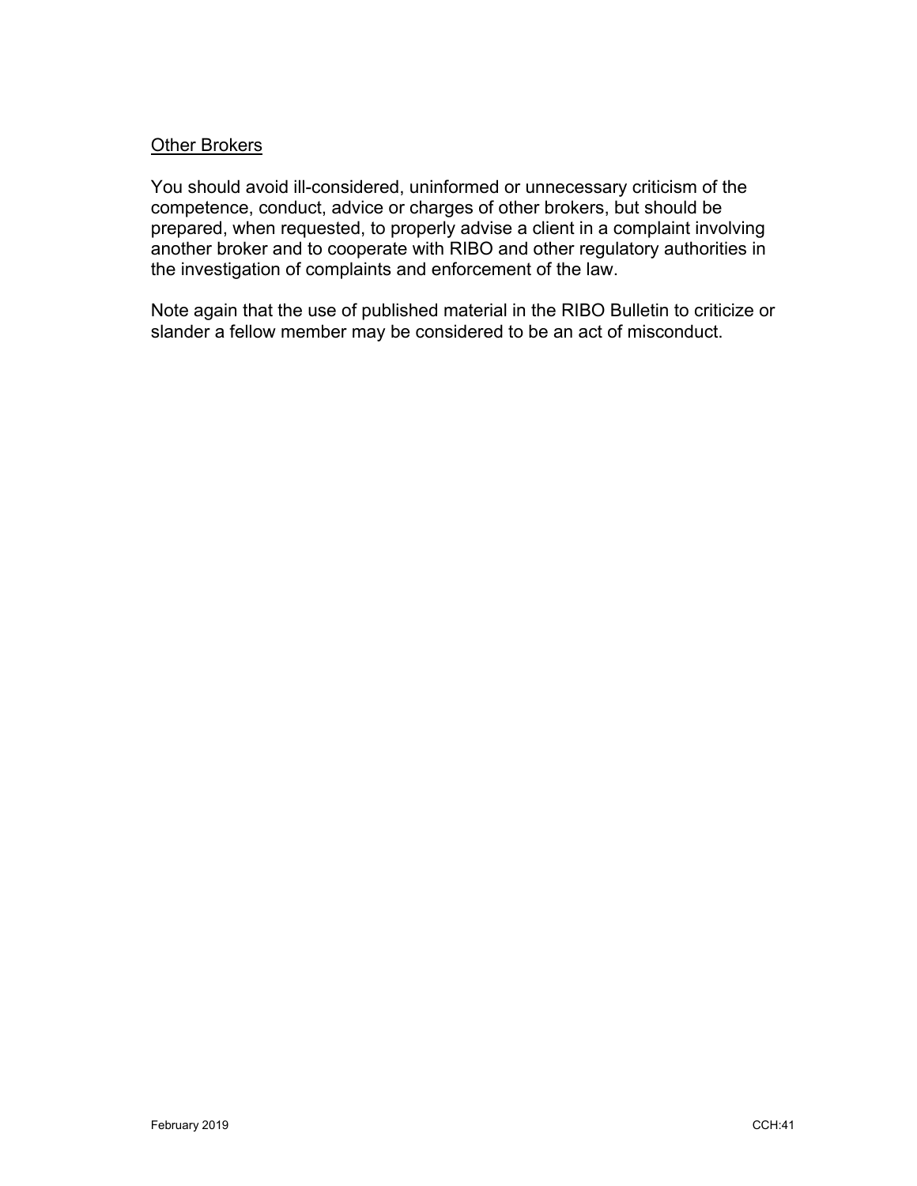<u>Other Brokers</u>

You should avoid ill-considered, uninformed or unnecessary criticism of the competence, conduct, advice or charges of other brokers, but should be prepared, when requested, to properly advise a client in a complaint involving another broker and to cooperate with RIBO and other regulatory authorities in the investigation of complaints and enforcement of the law.

Note again that the use of published material in the RIBO Bulletin to criticize or slander a fellow member may be considered to be an act of misconduct.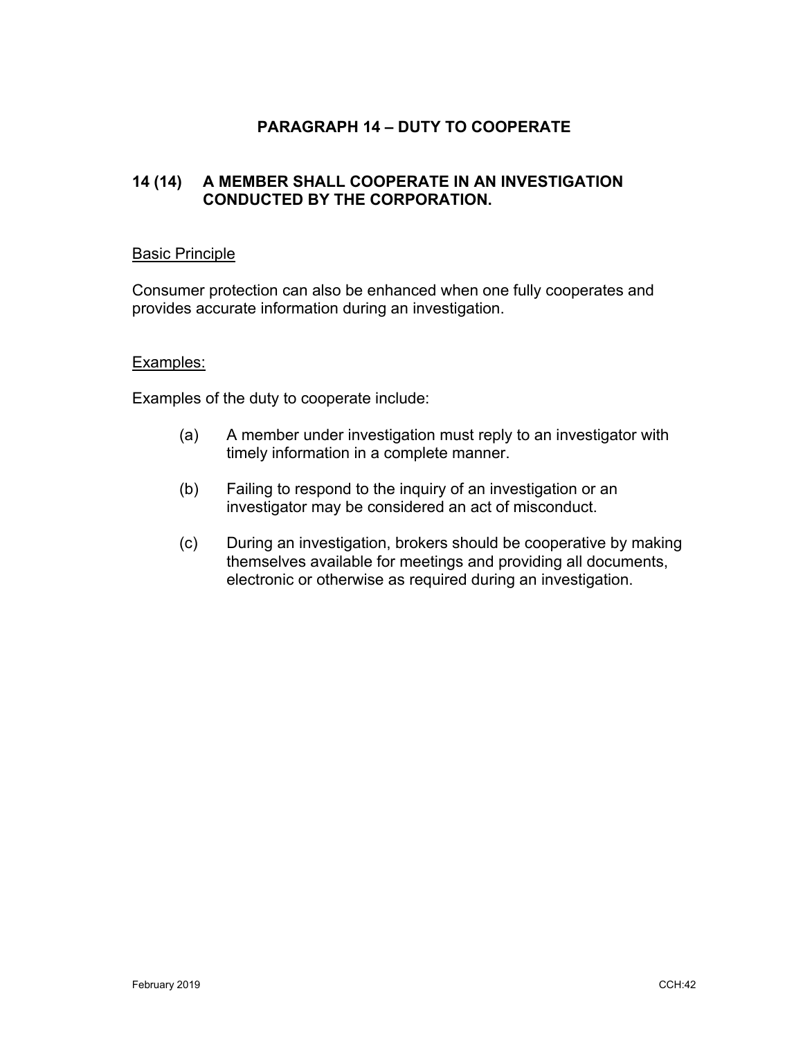## PARAGRAPH 14 – DUTY TO COOPERATE

### 14 (14) A MEMBER SHALL COOPERATE IN AN INVESTIGATION CONDUCTED BY THE CORPORATION.

<u>Basic Principle</u>

Consumer protection can also be enhanced when one fully cooperates and provides accurate information during an investigation.

<u>Examples:</u>

Examples of the duty to cooperate include:

(a) A member under investigation must reply to an investigator with timely information in a complete manner.

(b) Failing to respond to the inquiry of an investigation or an investigator may be considered an act of misconduct.

(c) During an investigation, brokers should be cooperative by making themselves available for meetings and providing all documents, electronic or otherwise as required during an investigation.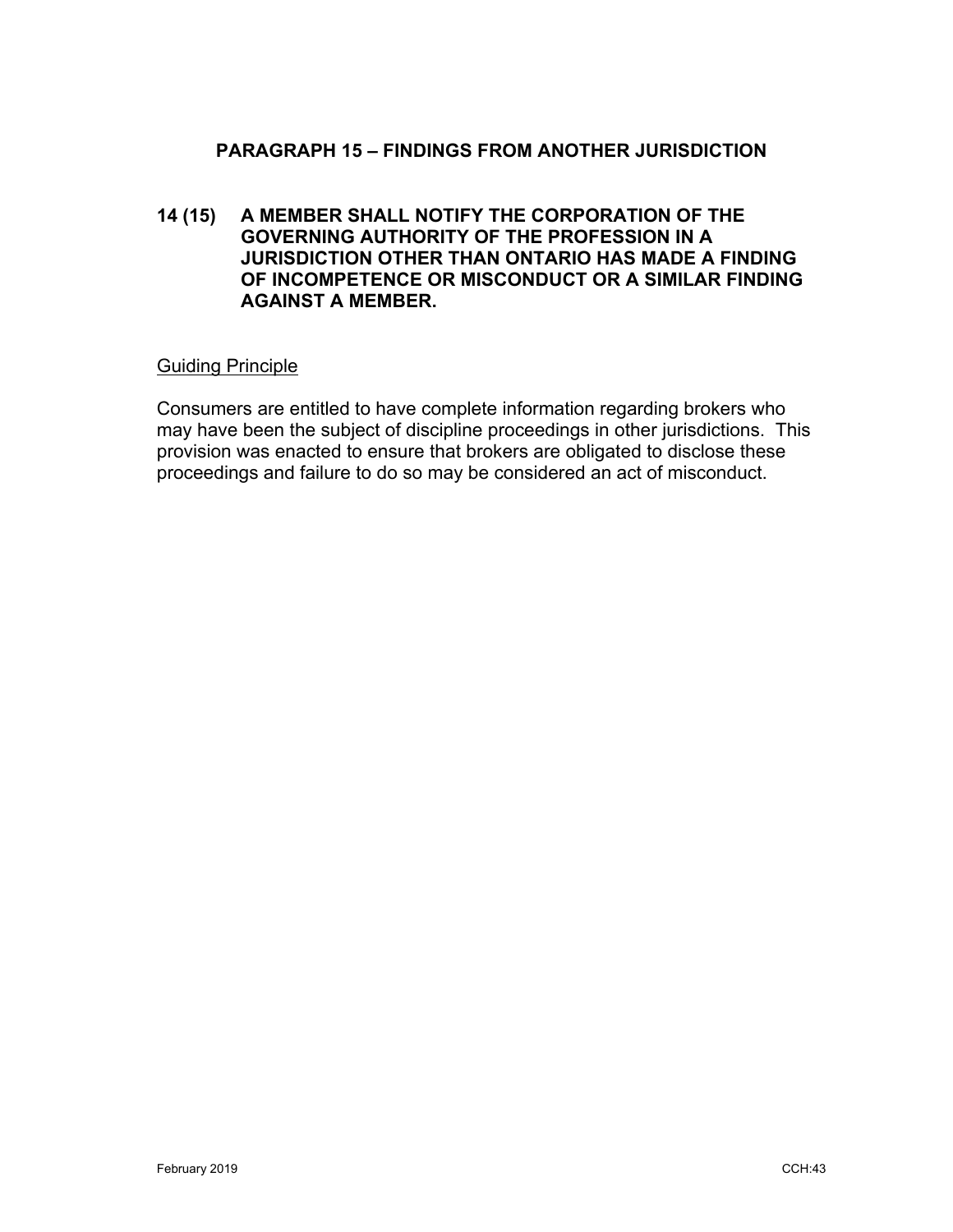## PARAGRAPH 15 – FINDINGS FROM ANOTHER JURISDICTION

**14 (15) A MEMBER SHALL NOTIFY THE CORPORATION OF THE GOVERNING AUTHORITY OF THE PROFESSION IN A JURISDICTION OTHER THAN ONTARIO HAS MADE A FINDING OF INCOMPETENCE OR MISCONDUCT OR A SIMILAR FINDING AGAINST A MEMBER.**

<u>Guiding Principle</u>

Consumers are entitled to have complete information regarding brokers who may have been the subject of discipline proceedings in other jurisdictions. This provision was enacted to ensure that brokers are obligated to disclose these proceedings and failure to do so may be considered an act of misconduct.